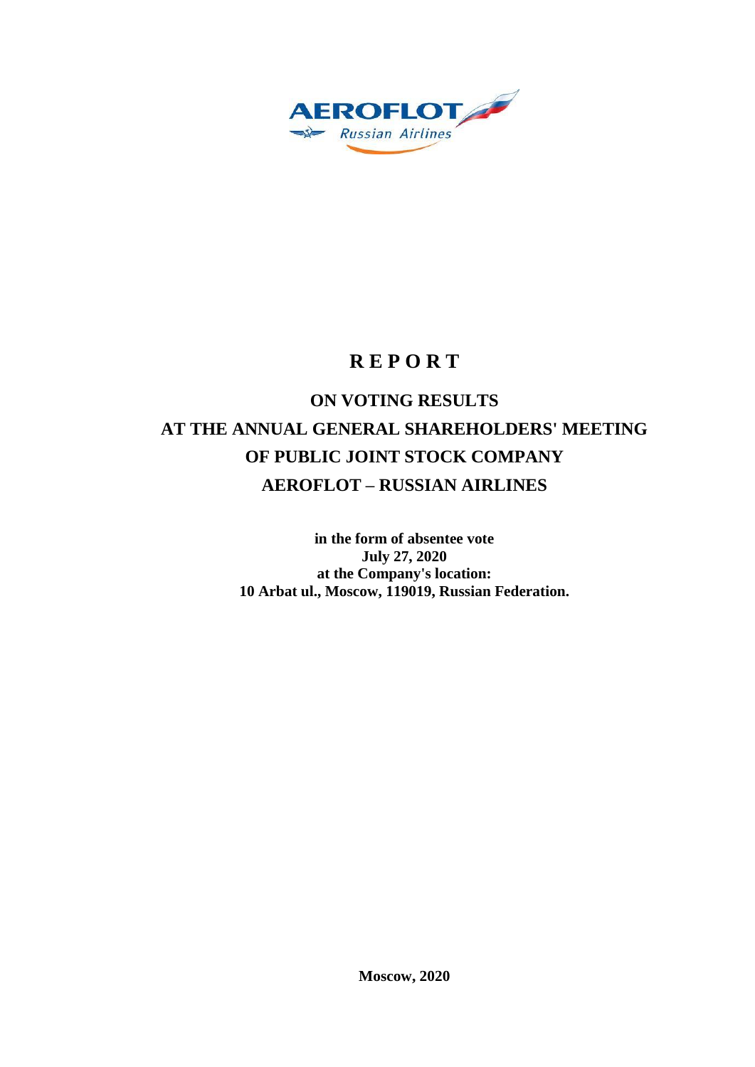AEROFLOT Russian Airlines

# R E P O R T

## ON VOTING RESULTS
## AT THE ANNUAL GENERAL SHAREHOLDERS' MEETING
## OF PUBLIC JOINT STOCK COMPANY
## AEROFLOT – RUSSIAN AIRLINES

**in the form of absentee vote**
**July 27, 2020**
**at the Company's location:**
**10 Arbat ul., Moscow, 119019, Russian Federation.**

**Moscow, 2020**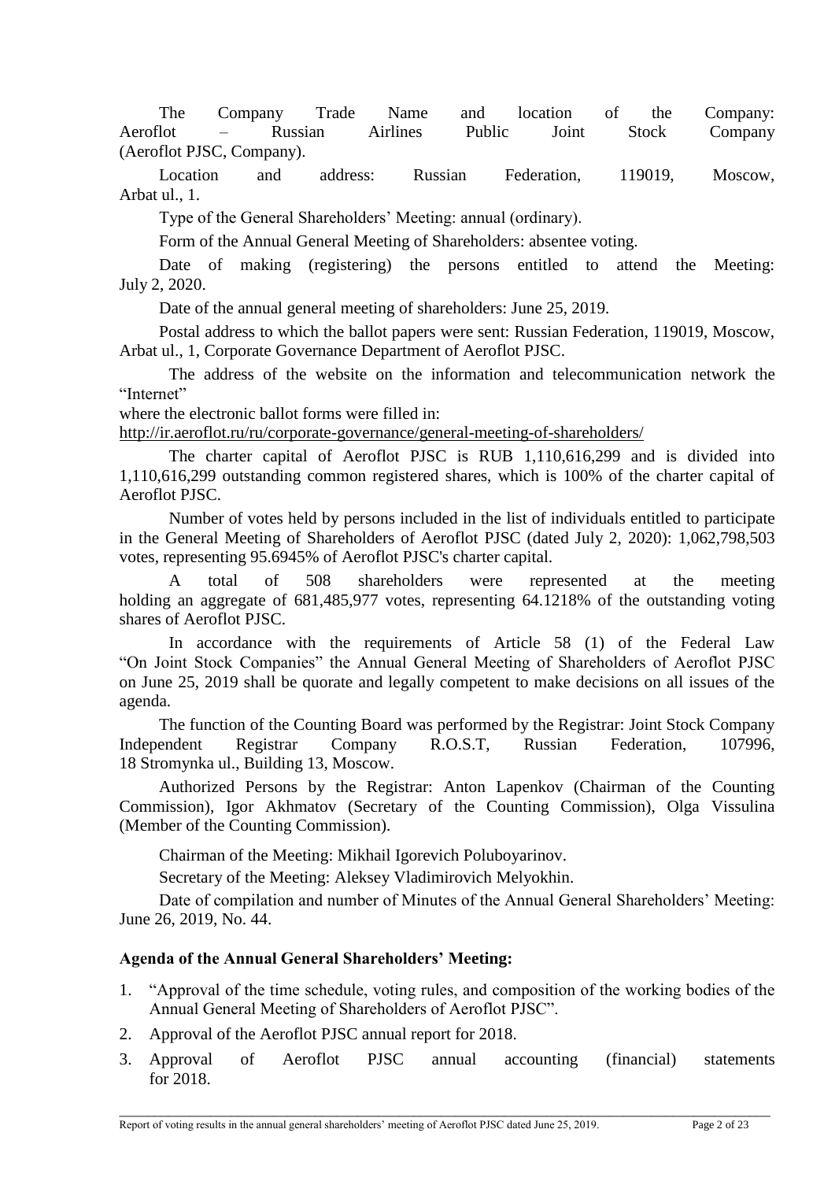The Company Trade Name and location of the Company: Aeroflot – Russian Airlines Public Joint Stock Company (Aeroflot PJSC, Company).

Location and address: Russian Federation, 119019, Moscow, Arbat ul., 1.

Type of the General Shareholders' Meeting: annual (ordinary).

Form of the Annual General Meeting of Shareholders: absentee voting.

Date of making (registering) the persons entitled to attend the Meeting: July 2, 2020.

Date of the annual general meeting of shareholders: June 25, 2019.

Postal address to which the ballot papers were sent: Russian Federation, 119019, Moscow, Arbat ul., 1, Corporate Governance Department of Aeroflot PJSC.

The address of the website on the information and telecommunication network the "Internet"
where the electronic ballot forms were filled in:
http://ir.aeroflot.ru/ru/corporate-governance/general-meeting-of-shareholders/

The charter capital of Aeroflot PJSC is RUB 1,110,616,299 and is divided into 1,110,616,299 outstanding common registered shares, which is 100% of the charter capital of Aeroflot PJSC.

Number of votes held by persons included in the list of individuals entitled to participate in the General Meeting of Shareholders of Aeroflot PJSC (dated July 2, 2020): 1,062,798,503 votes, representing 95.6945% of Aeroflot PJSC's charter capital.

A total of 508 shareholders were represented at the meeting holding an aggregate of 681,485,977 votes, representing 64.1218% of the outstanding voting shares of Aeroflot PJSC.

In accordance with the requirements of Article 58 (1) of the Federal Law "On Joint Stock Companies" the Annual General Meeting of Shareholders of Aeroflot PJSC on June 25, 2019 shall be quorate and legally competent to make decisions on all issues of the agenda.

The function of the Counting Board was performed by the Registrar: Joint Stock Company Independent Registrar Company R.O.S.T, Russian Federation, 107996, 18 Stromynka ul., Building 13, Moscow.

Authorized Persons by the Registrar: Anton Lapenkov (Chairman of the Counting Commission), Igor Akhmatov (Secretary of the Counting Commission), Olga Vissulina (Member of the Counting Commission).

Chairman of the Meeting: Mikhail Igorevich Poluboyarinov.

Secretary of the Meeting: Aleksey Vladimirovich Melyokhin.

Date of compilation and number of Minutes of the Annual General Shareholders' Meeting: June 26, 2019, No. 44.

**Agenda of the Annual General Shareholders' Meeting:**

1. "Approval of the time schedule, voting rules, and composition of the working bodies of the Annual General Meeting of Shareholders of Aeroflot PJSC".
2. Approval of the Aeroflot PJSC annual report for 2018.
3. Approval of Aeroflot PJSC annual accounting (financial) statements for 2018.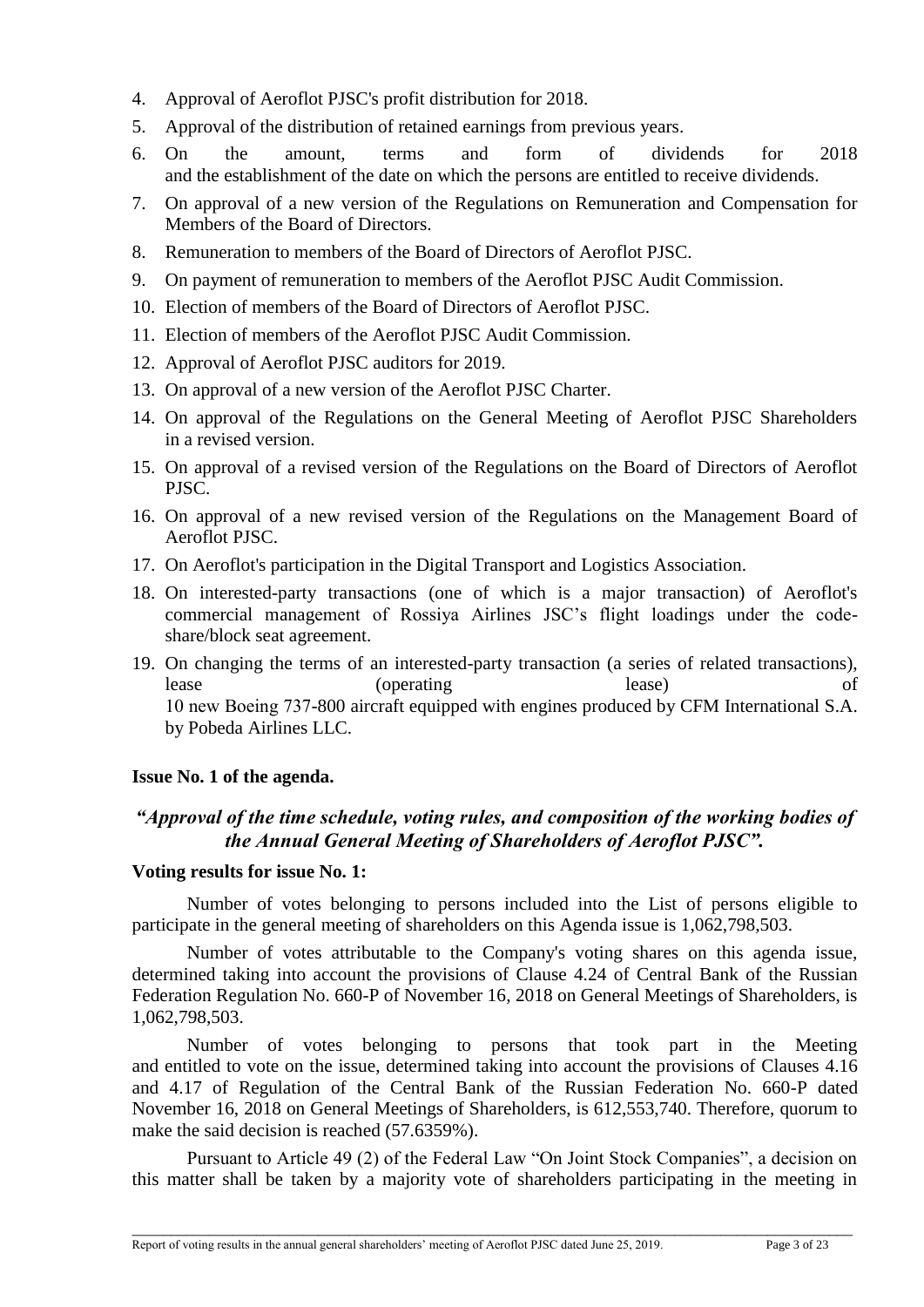4. Approval of Aeroflot PJSC's profit distribution for 2018.
5. Approval of the distribution of retained earnings from previous years.
6. On the amount, terms and form of dividends for 2018 and the establishment of the date on which the persons are entitled to receive dividends.
7. On approval of a new version of the Regulations on Remuneration and Compensation for Members of the Board of Directors.
8. Remuneration to members of the Board of Directors of Aeroflot PJSC.
9. On payment of remuneration to members of the Aeroflot PJSC Audit Commission.
10. Election of members of the Board of Directors of Aeroflot PJSC.
11. Election of members of the Aeroflot PJSC Audit Commission.
12. Approval of Aeroflot PJSC auditors for 2019.
13. On approval of a new version of the Aeroflot PJSC Charter.
14. On approval of the Regulations on the General Meeting of Aeroflot PJSC Shareholders in a revised version.
15. On approval of a revised version of the Regulations on the Board of Directors of Aeroflot PJSC.
16. On approval of a new revised version of the Regulations on the Management Board of Aeroflot PJSC.
17. On Aeroflot's participation in the Digital Transport and Logistics Association.
18. On interested-party transactions (one of which is a major transaction) of Aeroflot's commercial management of Rossiya Airlines JSC's flight loadings under the code-share/block seat agreement.
19. On changing the terms of an interested-party transaction (a series of related transactions), lease (operating lease) of 10 new Boeing 737-800 aircraft equipped with engines produced by CFM International S.A. by Pobeda Airlines LLC.

**Issue No. 1 of the agenda.**

***"Approval of the time schedule, voting rules, and composition of the working bodies of the Annual General Meeting of Shareholders of Aeroflot PJSC".***

**Voting results for issue No. 1:**

Number of votes belonging to persons included into the List of persons eligible to participate in the general meeting of shareholders on this Agenda issue is 1,062,798,503.

Number of votes attributable to the Company's voting shares on this agenda issue, determined taking into account the provisions of Clause 4.24 of Central Bank of the Russian Federation Regulation No. 660-P of November 16, 2018 on General Meetings of Shareholders, is 1,062,798,503.

Number of votes belonging to persons that took part in the Meeting and entitled to vote on the issue, determined taking into account the provisions of Clauses 4.16 and 4.17 of Regulation of the Central Bank of the Russian Federation No. 660-P dated November 16, 2018 on General Meetings of Shareholders, is 612,553,740. Therefore, quorum to make the said decision is reached (57.6359%).

Pursuant to Article 49 (2) of the Federal Law "On Joint Stock Companies", a decision on this matter shall be taken by a majority vote of shareholders participating in the meeting in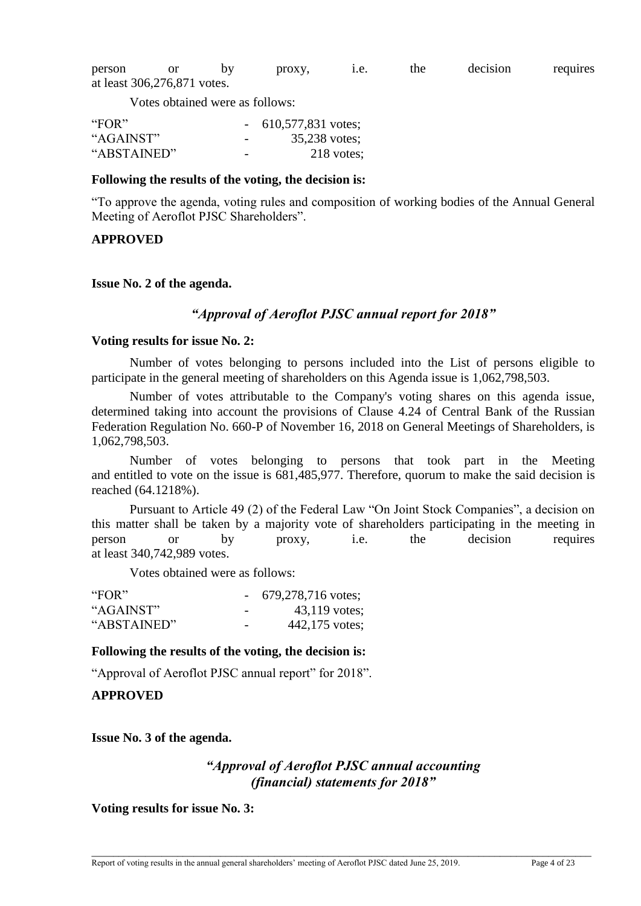person or by proxy, i.e. the decision requires at least 306,276,871 votes.

Votes obtained were as follows:

| | | |
|---|---|---|
| "FOR" | - | 610,577,831 votes; |
| "AGAINST" | - | 35,238 votes; |
| "ABSTAINED" | - | 218 votes; |

**Following the results of the voting, the decision is:**

"To approve the agenda, voting rules and composition of working bodies of the Annual General Meeting of Aeroflot PJSC Shareholders".

**APPROVED**

**Issue No. 2 of the agenda.**

### *"Approval of Aeroflot PJSC annual report for 2018"*

**Voting results for issue No. 2:**

Number of votes belonging to persons included into the List of persons eligible to participate in the general meeting of shareholders on this Agenda issue is 1,062,798,503.

Number of votes attributable to the Company's voting shares on this agenda issue, determined taking into account the provisions of Clause 4.24 of Central Bank of the Russian Federation Regulation No. 660-P of November 16, 2018 on General Meetings of Shareholders, is 1,062,798,503.

Number of votes belonging to persons that took part in the Meeting and entitled to vote on the issue is 681,485,977. Therefore, quorum to make the said decision is reached (64.1218%).

Pursuant to Article 49 (2) of the Federal Law "On Joint Stock Companies", a decision on this matter shall be taken by a majority vote of shareholders participating in the meeting in person or by proxy, i.e. the decision requires at least 340,742,989 votes.

Votes obtained were as follows:

| | | |
|---|---|---|
| "FOR" | - | 679,278,716 votes; |
| "AGAINST" | - | 43,119 votes; |
| "ABSTAINED" | - | 442,175 votes; |

**Following the results of the voting, the decision is:**

"Approval of Aeroflot PJSC annual report" for 2018".

**APPROVED**

**Issue No. 3 of the agenda.**

### *"Approval of Aeroflot PJSC annual accounting (financial) statements for 2018"*

**Voting results for issue No. 3:**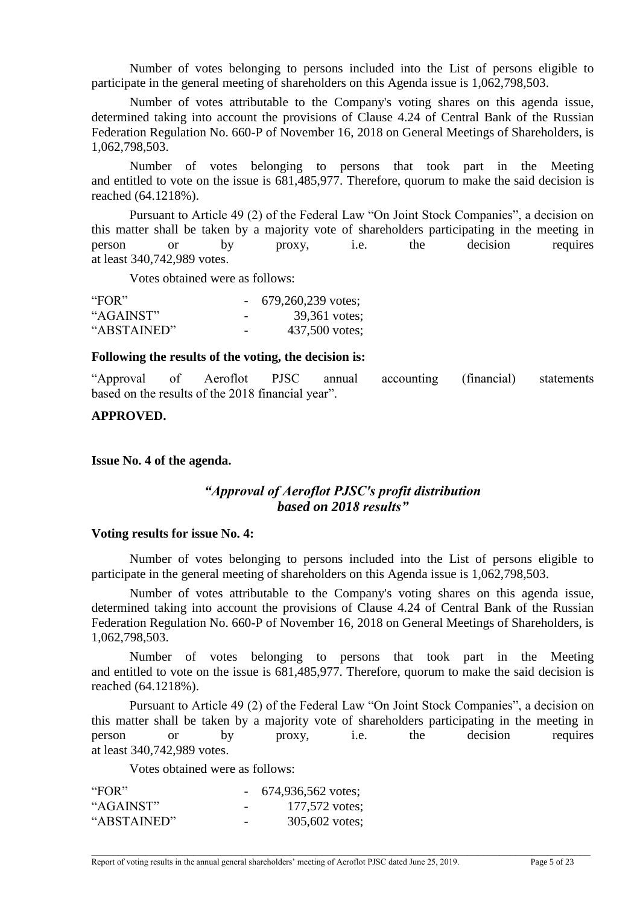Number of votes belonging to persons included into the List of persons eligible to participate in the general meeting of shareholders on this Agenda issue is 1,062,798,503.

Number of votes attributable to the Company's voting shares on this agenda issue, determined taking into account the provisions of Clause 4.24 of Central Bank of the Russian Federation Regulation No. 660-P of November 16, 2018 on General Meetings of Shareholders, is 1,062,798,503.

Number of votes belonging to persons that took part in the Meeting and entitled to vote on the issue is 681,485,977. Therefore, quorum to make the said decision is reached (64.1218%).

Pursuant to Article 49 (2) of the Federal Law "On Joint Stock Companies", a decision on this matter shall be taken by a majority vote of shareholders participating in the meeting in person or by proxy, i.e. the decision requires at least 340,742,989 votes.

Votes obtained were as follows:

| | | |
|---|---|---|
| "FOR" | - | 679,260,239 votes; |
| "AGAINST" | - | 39,361 votes; |
| "ABSTAINED" | - | 437,500 votes; |

**Following the results of the voting, the decision is:**

"Approval of Aeroflot PJSC annual accounting (financial) statements based on the results of the 2018 financial year".

**APPROVED.**

**Issue No. 4 of the agenda.**

***"Approval of Aeroflot PJSC's profit distribution based on 2018 results"***

**Voting results for issue No. 4:**

Number of votes belonging to persons included into the List of persons eligible to participate in the general meeting of shareholders on this Agenda issue is 1,062,798,503.

Number of votes attributable to the Company's voting shares on this agenda issue, determined taking into account the provisions of Clause 4.24 of Central Bank of the Russian Federation Regulation No. 660-P of November 16, 2018 on General Meetings of Shareholders, is 1,062,798,503.

Number of votes belonging to persons that took part in the Meeting and entitled to vote on the issue is 681,485,977. Therefore, quorum to make the said decision is reached (64.1218%).

Pursuant to Article 49 (2) of the Federal Law "On Joint Stock Companies", a decision on this matter shall be taken by a majority vote of shareholders participating in the meeting in person or by proxy, i.e. the decision requires at least 340,742,989 votes.

Votes obtained were as follows:

| | | |
|---|---|---|
| "FOR" | - | 674,936,562 votes; |
| "AGAINST" | - | 177,572 votes; |
| "ABSTAINED" | - | 305,602 votes; |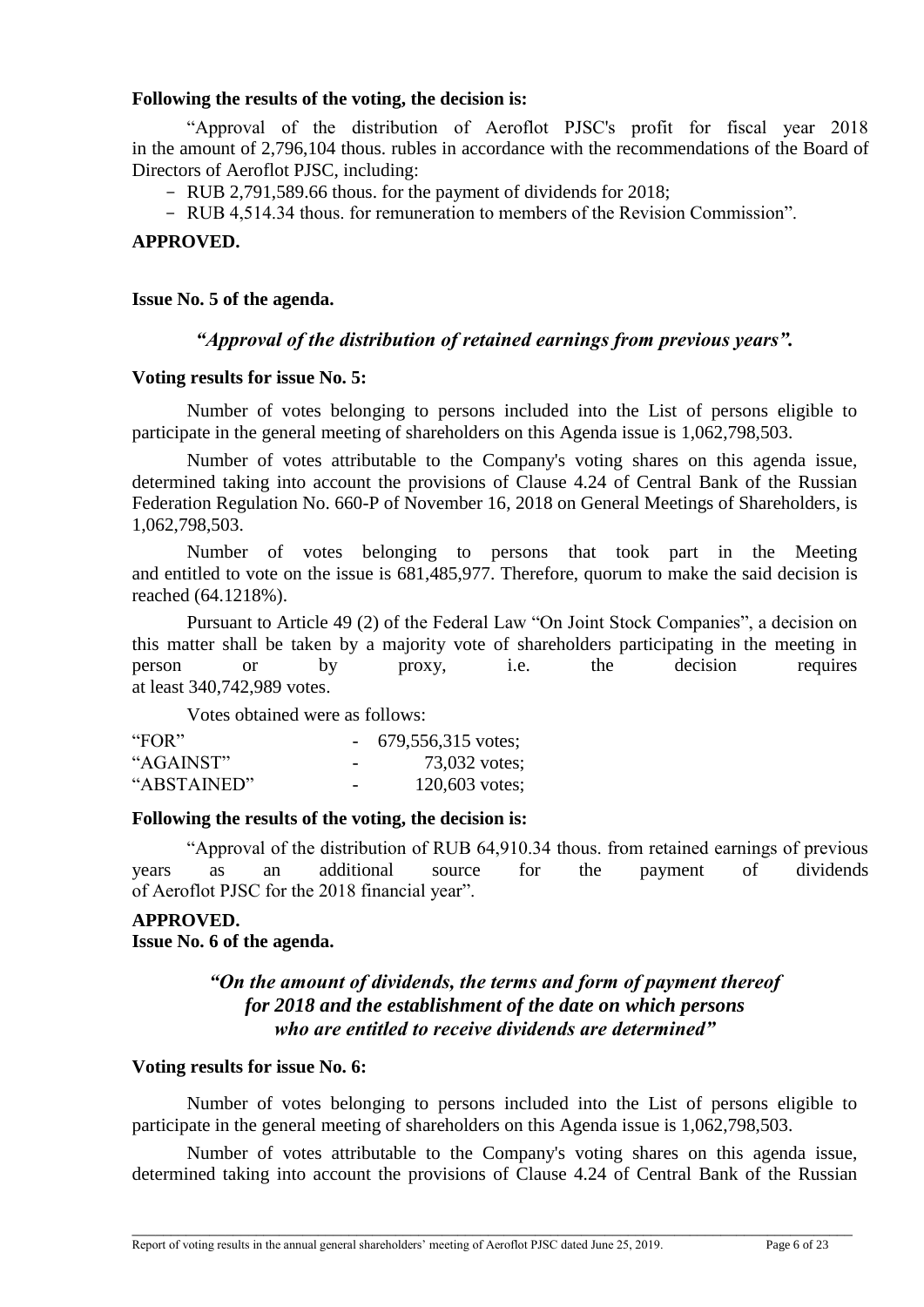**Following the results of the voting, the decision is:**

"Approval of the distribution of Aeroflot PJSC's profit for fiscal year 2018 in the amount of 2,796,104 thous. rubles in accordance with the recommendations of the Board of Directors of Aeroflot PJSC, including:

- RUB 2,791,589.66 thous. for the payment of dividends for 2018;
- RUB 4,514.34 thous. for remuneration to members of the Revision Commission".

**APPROVED.**

**Issue No. 5 of the agenda.**

***"Approval of the distribution of retained earnings from previous years".***

**Voting results for issue No. 5:**

Number of votes belonging to persons included into the List of persons eligible to participate in the general meeting of shareholders on this Agenda issue is 1,062,798,503.

Number of votes attributable to the Company's voting shares on this agenda issue, determined taking into account the provisions of Clause 4.24 of Central Bank of the Russian Federation Regulation No. 660-P of November 16, 2018 on General Meetings of Shareholders, is 1,062,798,503.

Number of votes belonging to persons that took part in the Meeting and entitled to vote on the issue is 681,485,977. Therefore, quorum to make the said decision is reached (64.1218%).

Pursuant to Article 49 (2) of the Federal Law "On Joint Stock Companies", a decision on this matter shall be taken by a majority vote of shareholders participating in the meeting in person or by proxy, i.e. the decision requires at least 340,742,989 votes.

Votes obtained were as follows:

| | | |
|---|---|---|
| "FOR" | - | 679,556,315 votes; |
| "AGAINST" | - | 73,032 votes; |
| "ABSTAINED" | - | 120,603 votes; |

**Following the results of the voting, the decision is:**

"Approval of the distribution of RUB 64,910.34 thous. from retained earnings of previous years as an additional source for the payment of dividends of Aeroflot PJSC for the 2018 financial year".

**APPROVED.**

**Issue No. 6 of the agenda.**

***"On the amount of dividends, the terms and form of payment thereof for 2018 and the establishment of the date on which persons who are entitled to receive dividends are determined"***

**Voting results for issue No. 6:**

Number of votes belonging to persons included into the List of persons eligible to participate in the general meeting of shareholders on this Agenda issue is 1,062,798,503.

Number of votes attributable to the Company's voting shares on this agenda issue, determined taking into account the provisions of Clause 4.24 of Central Bank of the Russian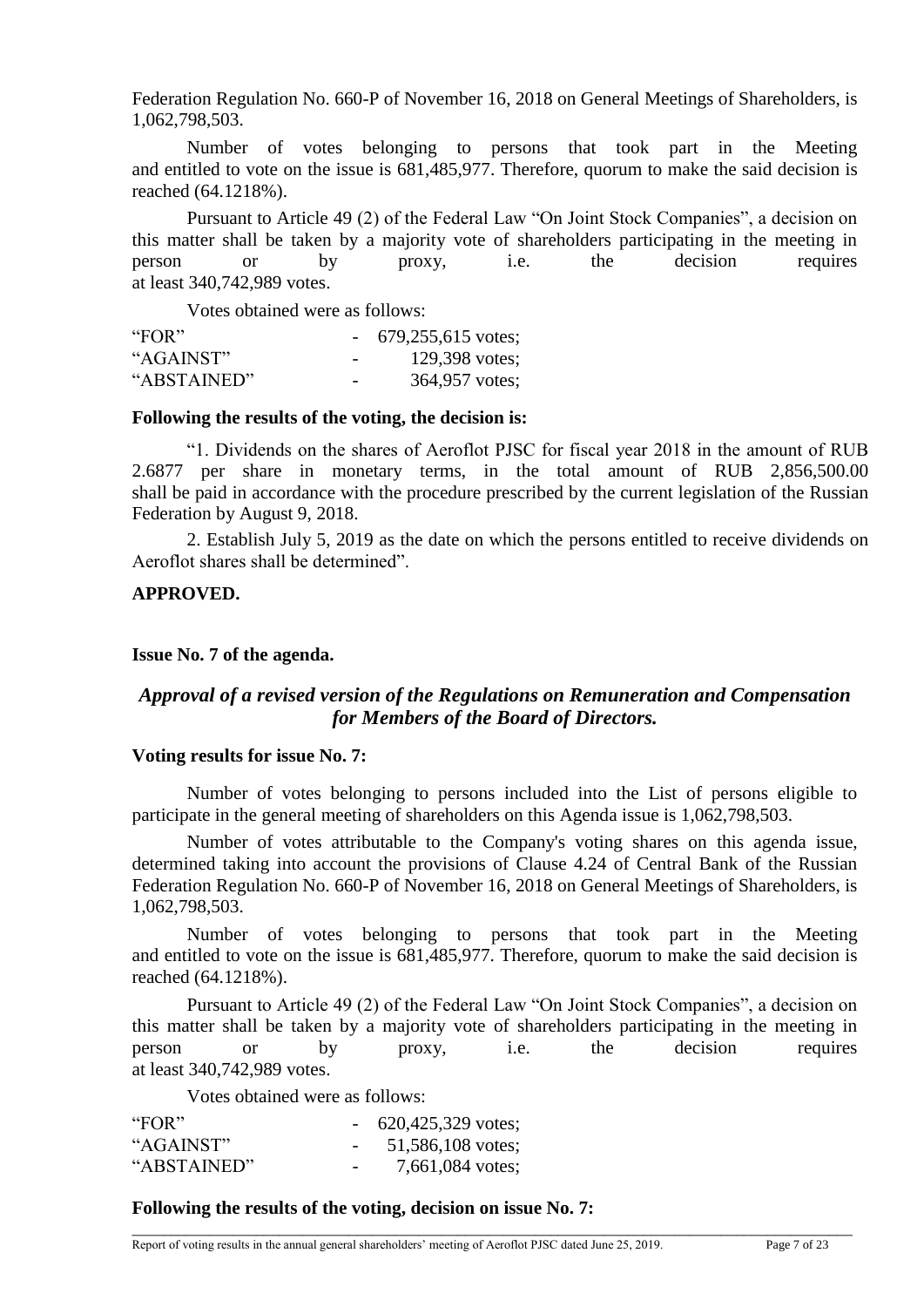Federation Regulation No. 660-P of November 16, 2018 on General Meetings of Shareholders, is 1,062,798,503.

Number of votes belonging to persons that took part in the Meeting and entitled to vote on the issue is 681,485,977. Therefore, quorum to make the said decision is reached (64.1218%).

Pursuant to Article 49 (2) of the Federal Law "On Joint Stock Companies", a decision on this matter shall be taken by a majority vote of shareholders participating in the meeting in person or by proxy, i.e. the decision requires at least 340,742,989 votes.

Votes obtained were as follows:

| | | |
|---|---|---|
| "FOR" | - | 679,255,615 votes; |
| "AGAINST" | - | 129,398 votes; |
| "ABSTAINED" | - | 364,957 votes; |

**Following the results of the voting, the decision is:**

"1. Dividends on the shares of Aeroflot PJSC for fiscal year 2018 in the amount of RUB 2.6877 per share in monetary terms, in the total amount of RUB 2,856,500.00 shall be paid in accordance with the procedure prescribed by the current legislation of the Russian Federation by August 9, 2018.

2. Establish July 5, 2019 as the date on which the persons entitled to receive dividends on Aeroflot shares shall be determined".

**APPROVED.**

**Issue No. 7 of the agenda.**

### *Approval of a revised version of the Regulations on Remuneration and Compensation for Members of the Board of Directors.*

**Voting results for issue No. 7:**

Number of votes belonging to persons included into the List of persons eligible to participate in the general meeting of shareholders on this Agenda issue is 1,062,798,503.

Number of votes attributable to the Company's voting shares on this agenda issue, determined taking into account the provisions of Clause 4.24 of Central Bank of the Russian Federation Regulation No. 660-P of November 16, 2018 on General Meetings of Shareholders, is 1,062,798,503.

Number of votes belonging to persons that took part in the Meeting and entitled to vote on the issue is 681,485,977. Therefore, quorum to make the said decision is reached (64.1218%).

Pursuant to Article 49 (2) of the Federal Law "On Joint Stock Companies", a decision on this matter shall be taken by a majority vote of shareholders participating in the meeting in person or by proxy, i.e. the decision requires at least 340,742,989 votes.

Votes obtained were as follows:

| | | |
|---|---|---|
| "FOR" | - | 620,425,329 votes; |
| "AGAINST" | - | 51,586,108 votes; |
| "ABSTAINED" | - | 7,661,084 votes; |

**Following the results of the voting, decision on issue No. 7:**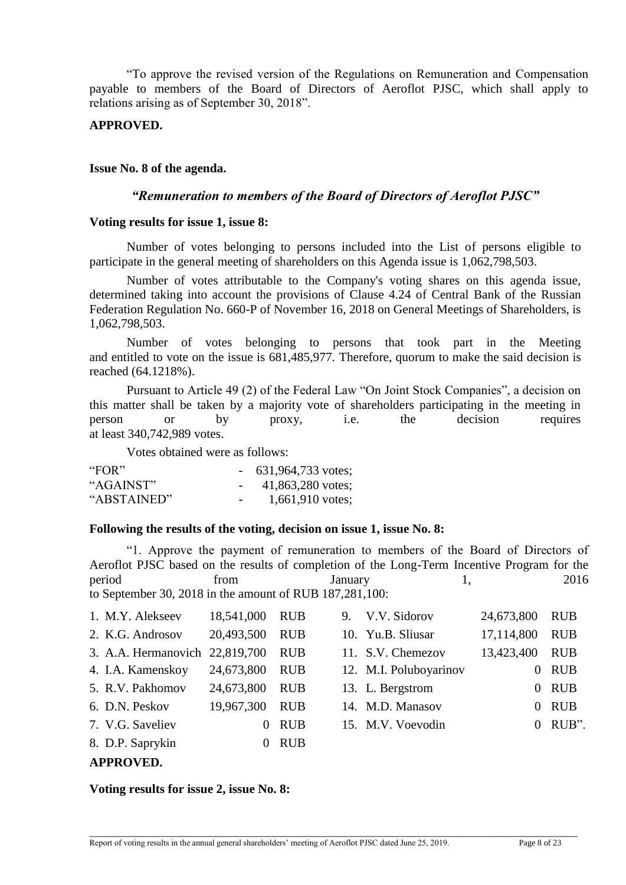"To approve the revised version of the Regulations on Remuneration and Compensation payable to members of the Board of Directors of Aeroflot PJSC, which shall apply to relations arising as of September 30, 2018".

**APPROVED.**

**Issue No. 8 of the agenda.**

***"Remuneration to members of the Board of Directors of Aeroflot PJSC"***

**Voting results for issue 1, issue 8:**

Number of votes belonging to persons included into the List of persons eligible to participate in the general meeting of shareholders on this Agenda issue is 1,062,798,503.

Number of votes attributable to the Company's voting shares on this agenda issue, determined taking into account the provisions of Clause 4.24 of Central Bank of the Russian Federation Regulation No. 660-P of November 16, 2018 on General Meetings of Shareholders, is 1,062,798,503.

Number of votes belonging to persons that took part in the Meeting and entitled to vote on the issue is 681,485,977. Therefore, quorum to make the said decision is reached (64.1218%).

Pursuant to Article 49 (2) of the Federal Law "On Joint Stock Companies", a decision on this matter shall be taken by a majority vote of shareholders participating in the meeting in person or by proxy, i.e. the decision requires at least 340,742,989 votes.

Votes obtained were as follows:

| | | |
|---|---|---|
| "FOR" | - | 631,964,733 votes; |
| "AGAINST" | - | 41,863,280 votes; |
| "ABSTAINED" | - | 1,661,910 votes; |

**Following the results of the voting, decision on issue 1, issue No. 8:**

"1. Approve the payment of remuneration to members of the Board of Directors of Aeroflot PJSC based on the results of completion of the Long-Term Incentive Program for the period from January 1, 2016 to September 30, 2018 in the amount of RUB 187,281,100:

| | | |
|---|---|---|
| 1. M.Y. Alekseev | 18,541,000 | RUB |
| 2. K.G. Androsov | 20,493,500 | RUB |
| 3. A.A. Hermanovich | 22,819,700 | RUB |
| 4. I.A. Kamenskoy | 24,673,800 | RUB |
| 5. R.V. Pakhomov | 24,673,800 | RUB |
| 6. D.N. Peskov | 19,967,300 | RUB |
| 7. V.G. Saveliev | 0 | RUB |
| 8. D.P. Saprykin | 0 | RUB |
| 9. V.V. Sidorov | 24,673,800 | RUB |
| 10. Yu.B. Sliusar | 17,114,800 | RUB |
| 11. S.V. Chemezov | 13,423,400 | RUB |
| 12. M.I. Poluboyarinov | 0 | RUB |
| 13. L. Bergstrom | 0 | RUB |
| 14. M.D. Manasov | 0 | RUB |
| 15. M.V. Voevodin | 0 | RUB". |

**APPROVED.**

**Voting results for issue 2, issue No. 8:**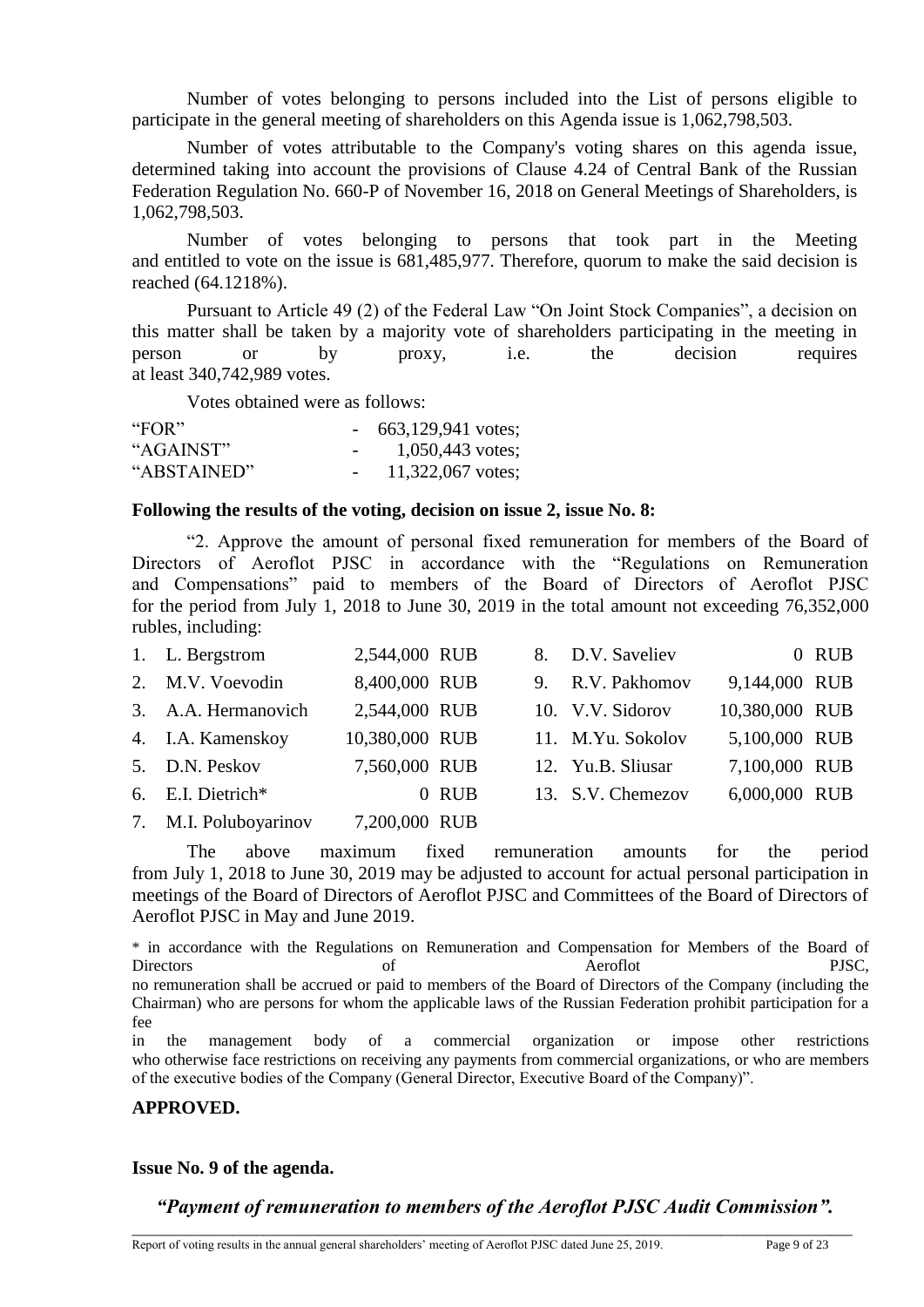Number of votes belonging to persons included into the List of persons eligible to participate in the general meeting of shareholders on this Agenda issue is 1,062,798,503.

Number of votes attributable to the Company's voting shares on this agenda issue, determined taking into account the provisions of Clause 4.24 of Central Bank of the Russian Federation Regulation No. 660-P of November 16, 2018 on General Meetings of Shareholders, is 1,062,798,503.

Number of votes belonging to persons that took part in the Meeting and entitled to vote on the issue is 681,485,977. Therefore, quorum to make the said decision is reached (64.1218%).

Pursuant to Article 49 (2) of the Federal Law "On Joint Stock Companies", a decision on this matter shall be taken by a majority vote of shareholders participating in the meeting in person or by proxy, i.e. the decision requires at least 340,742,989 votes.

Votes obtained were as follows:

| | | |
|---|---|---|
| "FOR" | - | 663,129,941 votes; |
| "AGAINST" | - | 1,050,443 votes; |
| "ABSTAINED" | - | 11,322,067 votes; |

**Following the results of the voting, decision on issue 2, issue No. 8:**

"2. Approve the amount of personal fixed remuneration for members of the Board of Directors of Aeroflot PJSC in accordance with the "Regulations on Remuneration and Compensations" paid to members of the Board of Directors of Aeroflot PJSC for the period from July 1, 2018 to June 30, 2019 in the total amount not exceeding 76,352,000 rubles, including:

1. L. Bergstrom 2,544,000 RUB
2. M.V. Voevodin 8,400,000 RUB
3. A.A. Hermanovich 2,544,000 RUB
4. I.A. Kamenskoy 10,380,000 RUB
5. D.N. Peskov 7,560,000 RUB
6. E.I. Dietrich* 0 RUB
7. M.I. Poluboyarinov 7,200,000 RUB
8. D.V. Saveliev 0 RUB
9. R.V. Pakhomov 9,144,000 RUB
10. V.V. Sidorov 10,380,000 RUB
11. M.Yu. Sokolov 5,100,000 RUB
12. Yu.B. Sliusar 7,100,000 RUB
13. S.V. Chemezov 6,000,000 RUB

The above maximum fixed remuneration amounts for the period from July 1, 2018 to June 30, 2019 may be adjusted to account for actual personal participation in meetings of the Board of Directors of Aeroflot PJSC and Committees of the Board of Directors of Aeroflot PJSC in May and June 2019.

\* in accordance with the Regulations on Remuneration and Compensation for Members of the Board of Directors of Aeroflot PJSC, no remuneration shall be accrued or paid to members of the Board of Directors of the Company (including the Chairman) who are persons for whom the applicable laws of the Russian Federation prohibit participation for a fee in the management body of a commercial organization or impose other restrictions who otherwise face restrictions on receiving any payments from commercial organizations, or who are members of the executive bodies of the Company (General Director, Executive Board of the Company)".

**APPROVED.**

**Issue No. 9 of the agenda.**

***"Payment of remuneration to members of the Aeroflot PJSC Audit Commission".***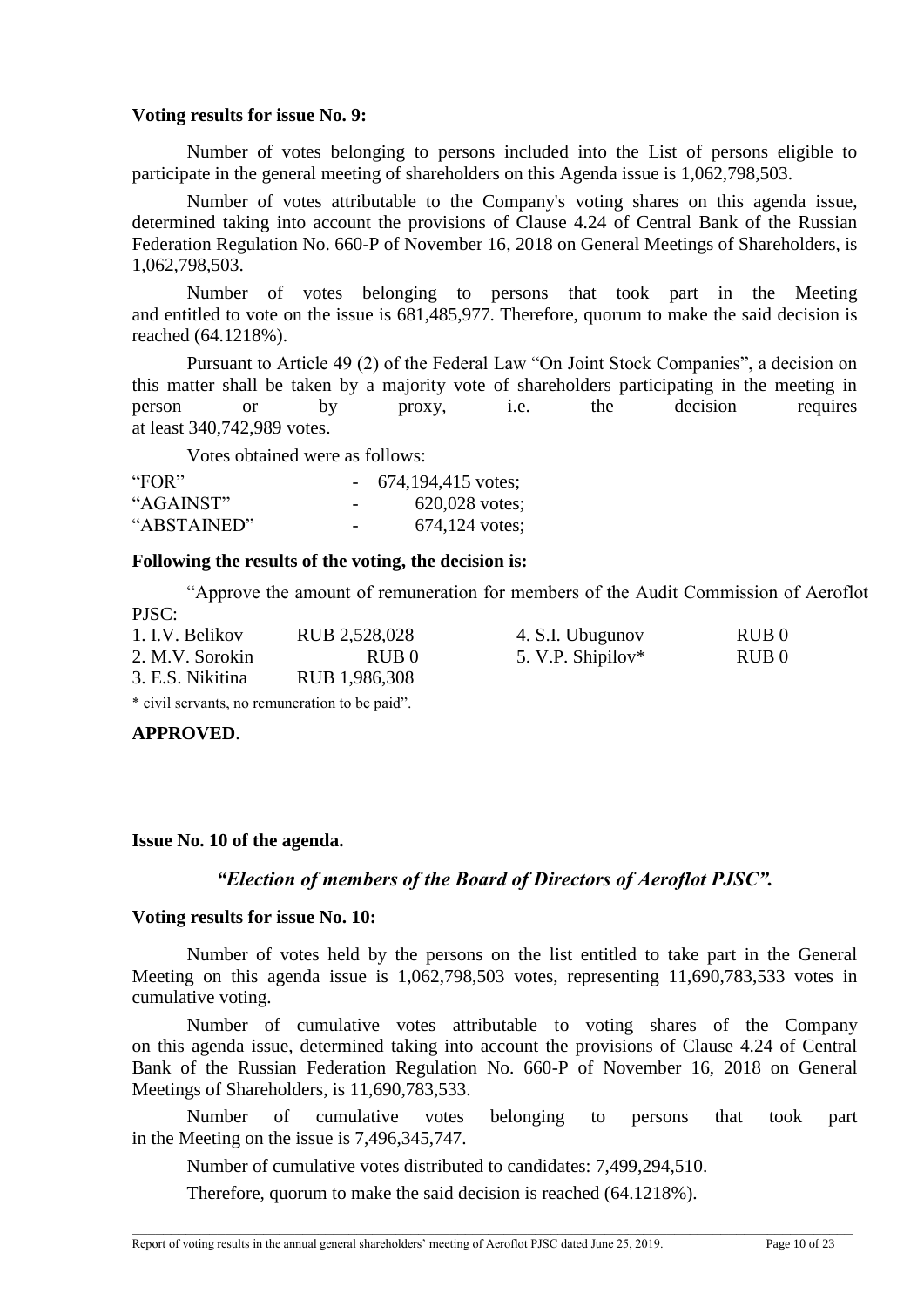**Voting results for issue No. 9:**

Number of votes belonging to persons included into the List of persons eligible to participate in the general meeting of shareholders on this Agenda issue is 1,062,798,503.

Number of votes attributable to the Company's voting shares on this agenda issue, determined taking into account the provisions of Clause 4.24 of Central Bank of the Russian Federation Regulation No. 660-P of November 16, 2018 on General Meetings of Shareholders, is 1,062,798,503.

Number of votes belonging to persons that took part in the Meeting and entitled to vote on the issue is 681,485,977. Therefore, quorum to make the said decision is reached (64.1218%).

Pursuant to Article 49 (2) of the Federal Law "On Joint Stock Companies", a decision on this matter shall be taken by a majority vote of shareholders participating in the meeting in person or by proxy, i.e. the decision requires at least 340,742,989 votes.

Votes obtained were as follows:

| | | |
|---|---|---|
| "FOR" | - | 674,194,415 votes; |
| "AGAINST" | - | 620,028 votes; |
| "ABSTAINED" | - | 674,124 votes; |

**Following the results of the voting, the decision is:**

"Approve the amount of remuneration for members of the Audit Commission of Aeroflot PJSC:

| | | | |
|---|---|---|---|
| 1. I.V. Belikov | RUB 2,528,028 | 4. S.I. Ubugunov | RUB 0 |
| 2. M.V. Sorokin | RUB 0 | 5. V.P. Shipilov* | RUB 0 |
| 3. E.S. Nikitina | RUB 1,986,308 | | |

\* civil servants, no remuneration to be paid".

**APPROVED**.

**Issue No. 10 of the agenda.**

***"Election of members of the Board of Directors of Aeroflot PJSC".***

**Voting results for issue No. 10:**

Number of votes held by the persons on the list entitled to take part in the General Meeting on this agenda issue is 1,062,798,503 votes, representing 11,690,783,533 votes in cumulative voting.

Number of cumulative votes attributable to voting shares of the Company on this agenda issue, determined taking into account the provisions of Clause 4.24 of Central Bank of the Russian Federation Regulation No. 660-P of November 16, 2018 on General Meetings of Shareholders, is 11,690,783,533.

Number of cumulative votes belonging to persons that took part in the Meeting on the issue is 7,496,345,747.

Number of cumulative votes distributed to candidates: 7,499,294,510.

Therefore, quorum to make the said decision is reached (64.1218%).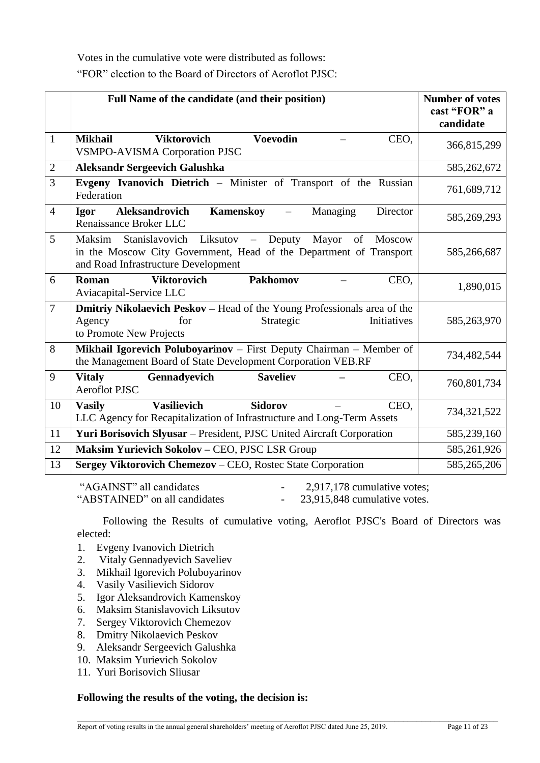Votes in the cumulative vote were distributed as follows:

“FOR” election to the Board of Directors of Aeroflot PJSC:

| | Full Name of the candidate (and their position) | Number of votes cast “FOR” a candidate |
|---|---|---|
| 1 | **Mikhail Viktorovich Voevodin** – CEO, VSMPO-AVISMA Corporation PJSC | 366,815,299 |
| 2 | **Aleksandr Sergeevich Galushka** | 585,262,672 |
| 3 | **Evgeny Ivanovich Dietrich –** Minister of Transport of the Russian Federation | 761,689,712 |
| 4 | **Igor Aleksandrovich Kamenskoy** – Managing Director Renaissance Broker LLC | 585,269,293 |
| 5 | Maksim Stanislavovich Liksutov – Deputy Mayor of Moscow in the Moscow City Government, Head of the Department of Transport and Road Infrastructure Development | 585,266,687 |
| 6 | **Roman Viktorovich Pakhomov –** CEO, Aviacapital-Service LLC | 1,890,015 |
| 7 | **Dmitriy Nikolaevich Peskov –** Head of the Young Professionals area of the Agency for Strategic Initiatives to Promote New Projects | 585,263,970 |
| 8 | **Mikhail Igorevich Poluboyarinov** – First Deputy Chairman – Member of the Management Board of State Development Corporation VEB.RF | 734,482,544 |
| 9 | **Vitaly Gennadyevich Saveliev –** CEO, Aeroflot PJSC | 760,801,734 |
| 10 | **Vasily Vasilievich Sidorov** – CEO, LLC Agency for Recapitalization of Infrastructure and Long-Term Assets | 734,321,522 |
| 11 | **Yuri Borisovich Slyusar** – President, PJSC United Aircraft Corporation | 585,239,160 |
| 12 | **Maksim Yurievich Sokolov –** CEO, PJSC LSR Group | 585,261,926 |
| 13 | **Sergey Viktorovich Chemezov** – CEO, Rostec State Corporation | 585,265,206 |

“AGAINST” all candidates - 2,917,178 cumulative votes;
“ABSTAINED” on all candidates - 23,915,848 cumulative votes.

Following the Results of cumulative voting, Aeroflot PJSC's Board of Directors was elected:

1. Evgeny Ivanovich Dietrich
2. Vitaly Gennadyevich Saveliev
3. Mikhail Igorevich Poluboyarinov
4. Vasily Vasilievich Sidorov
5. Igor Aleksandrovich Kamenskoy
6. Maksim Stanislavovich Liksutov
7. Sergey Viktorovich Chemezov
8. Dmitry Nikolaevich Peskov
9. Aleksandr Sergeevich Galushka
10. Maksim Yurievich Sokolov
11. Yuri Borisovich Sliusar

**Following the results of the voting, the decision is:**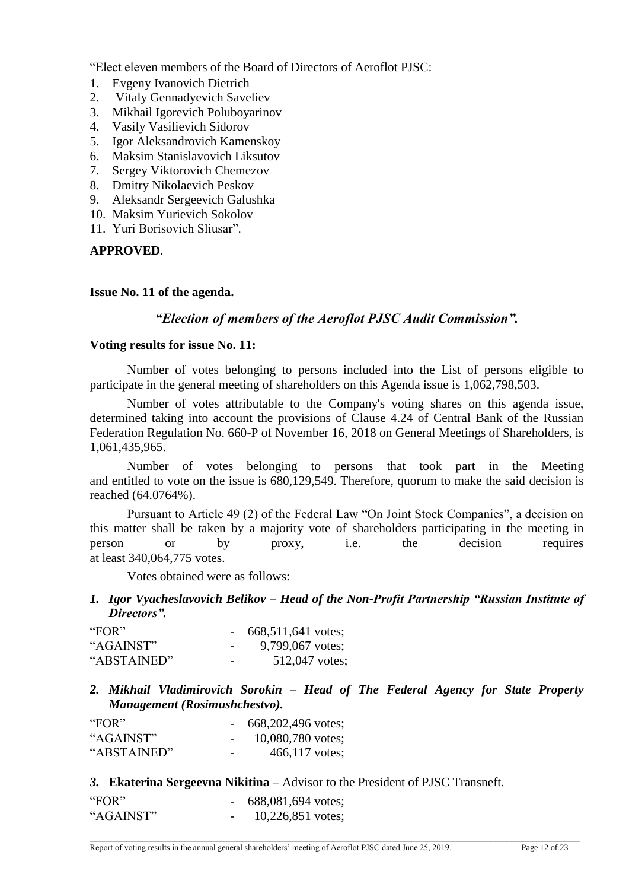"Elect eleven members of the Board of Directors of Aeroflot PJSC:

1. Evgeny Ivanovich Dietrich
2. Vitaly Gennadyevich Saveliev
3. Mikhail Igorevich Poluboyarinov
4. Vasily Vasilievich Sidorov
5. Igor Aleksandrovich Kamenskoy
6. Maksim Stanislavovich Liksutov
7. Sergey Viktorovich Chemezov
8. Dmitry Nikolaevich Peskov
9. Aleksandr Sergeevich Galushka
10. Maksim Yurievich Sokolov
11. Yuri Borisovich Sliusar".

**APPROVED**.

**Issue No. 11 of the agenda.**

### *"Election of members of the Aeroflot PJSC Audit Commission".*

**Voting results for issue No. 11:**

Number of votes belonging to persons included into the List of persons eligible to participate in the general meeting of shareholders on this Agenda issue is 1,062,798,503.

Number of votes attributable to the Company's voting shares on this agenda issue, determined taking into account the provisions of Clause 4.24 of Central Bank of the Russian Federation Regulation No. 660-P of November 16, 2018 on General Meetings of Shareholders, is 1,061,435,965.

Number of votes belonging to persons that took part in the Meeting and entitled to vote on the issue is 680,129,549. Therefore, quorum to make the said decision is reached (64.0764%).

Pursuant to Article 49 (2) of the Federal Law "On Joint Stock Companies", a decision on this matter shall be taken by a majority vote of shareholders participating in the meeting in person or by proxy, i.e. the decision requires at least 340,064,775 votes.

Votes obtained were as follows:

***1. Igor Vyacheslavovich Belikov – Head of the Non-Profit Partnership "Russian Institute of Directors".***

| | | |
|---|---|---|
| "FOR" | - | 668,511,641 votes; |
| "AGAINST" | - | 9,799,067 votes; |
| "ABSTAINED" | - | 512,047 votes; |

***2. Mikhail Vladimirovich Sorokin – Head of The Federal Agency for State Property Management (Rosimushchestvo).***

| | | |
|---|---|---|
| "FOR" | - | 668,202,496 votes; |
| "AGAINST" | - | 10,080,780 votes; |
| "ABSTAINED" | - | 466,117 votes; |

***3.* Ekaterina Sergeevna Nikitina** – Advisor to the President of PJSC Transneft.

| | | |
|---|---|---|
| "FOR" | - | 688,081,694 votes; |
| "AGAINST" | - | 10,226,851 votes; |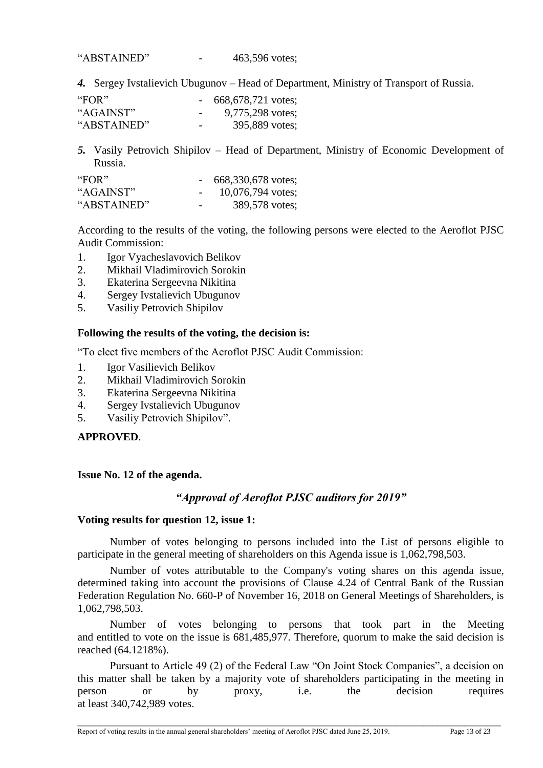"ABSTAINED" - 463,596 votes;

***4.*** Sergey Ivstalievich Ubugunov – Head of Department, Ministry of Transport of Russia.

| | | |
|---|---|---|
| "FOR" | - | 668,678,721 votes; |
| "AGAINST" | - | 9,775,298 votes; |
| "ABSTAINED" | - | 395,889 votes; |

***5.*** Vasily Petrovich Shipilov – Head of Department, Ministry of Economic Development of Russia.

| | | |
|---|---|---|
| "FOR" | - | 668,330,678 votes; |
| "AGAINST" | - | 10,076,794 votes; |
| "ABSTAINED" | - | 389,578 votes; |

According to the results of the voting, the following persons were elected to the Aeroflot PJSC Audit Commission:

1. Igor Vyacheslavovich Belikov
2. Mikhail Vladimirovich Sorokin
3. Ekaterina Sergeevna Nikitina
4. Sergey Ivstalievich Ubugunov
5. Vasiliy Petrovich Shipilov

**Following the results of the voting, the decision is:**

"To elect five members of the Aeroflot PJSC Audit Commission:

1. Igor Vasilievich Belikov
2. Mikhail Vladimirovich Sorokin
3. Ekaterina Sergeevna Nikitina
4. Sergey Ivstalievich Ubugunov
5. Vasiliy Petrovich Shipilov".

**APPROVED**.

**Issue No. 12 of the agenda.**

***"Approval of Aeroflot PJSC auditors for 2019"***

**Voting results for question 12, issue 1:**

Number of votes belonging to persons included into the List of persons eligible to participate in the general meeting of shareholders on this Agenda issue is 1,062,798,503.

Number of votes attributable to the Company's voting shares on this agenda issue, determined taking into account the provisions of Clause 4.24 of Central Bank of the Russian Federation Regulation No. 660-P of November 16, 2018 on General Meetings of Shareholders, is 1,062,798,503.

Number of votes belonging to persons that took part in the Meeting and entitled to vote on the issue is 681,485,977. Therefore, quorum to make the said decision is reached (64.1218%).

Pursuant to Article 49 (2) of the Federal Law "On Joint Stock Companies", a decision on this matter shall be taken by a majority vote of shareholders participating in the meeting in person or by proxy, i.e. the decision requires at least 340,742,989 votes.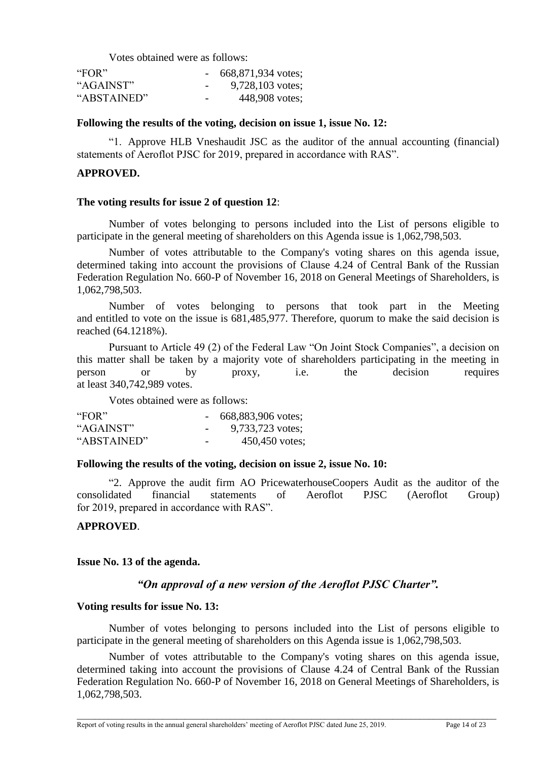Votes obtained were as follows:

| | | |
|---|---|---|
| "FOR" | - | 668,871,934 votes; |
| "AGAINST" | - | 9,728,103 votes; |
| "ABSTAINED" | - | 448,908 votes; |

**Following the results of the voting, decision on issue 1, issue No. 12:**

"1. Approve HLB Vneshaudit JSC as the auditor of the annual accounting (financial) statements of Aeroflot PJSC for 2019, prepared in accordance with RAS".

**APPROVED.**

**The voting results for issue 2 of question 12**:

Number of votes belonging to persons included into the List of persons eligible to participate in the general meeting of shareholders on this Agenda issue is 1,062,798,503.

Number of votes attributable to the Company's voting shares on this agenda issue, determined taking into account the provisions of Clause 4.24 of Central Bank of the Russian Federation Regulation No. 660-P of November 16, 2018 on General Meetings of Shareholders, is 1,062,798,503.

Number of votes belonging to persons that took part in the Meeting and entitled to vote on the issue is 681,485,977. Therefore, quorum to make the said decision is reached (64.1218%).

Pursuant to Article 49 (2) of the Federal Law "On Joint Stock Companies", a decision on this matter shall be taken by a majority vote of shareholders participating in the meeting in person or by proxy, i.e. the decision requires at least 340,742,989 votes.

Votes obtained were as follows:

| | | |
|---|---|---|
| "FOR" | - | 668,883,906 votes; |
| "AGAINST" | - | 9,733,723 votes; |
| "ABSTAINED" | - | 450,450 votes; |

**Following the results of the voting, decision on issue 2, issue No. 10:**

"2. Approve the audit firm AO PricewaterhouseCoopers Audit as the auditor of the consolidated financial statements of Aeroflot PJSC (Aeroflot Group) for 2019, prepared in accordance with RAS".

**APPROVED**.

**Issue No. 13 of the agenda.**

***"On approval of a new version of the Aeroflot PJSC Charter".***

**Voting results for issue No. 13:**

Number of votes belonging to persons included into the List of persons eligible to participate in the general meeting of shareholders on this Agenda issue is 1,062,798,503.

Number of votes attributable to the Company's voting shares on this agenda issue, determined taking into account the provisions of Clause 4.24 of Central Bank of the Russian Federation Regulation No. 660-P of November 16, 2018 on General Meetings of Shareholders, is 1,062,798,503.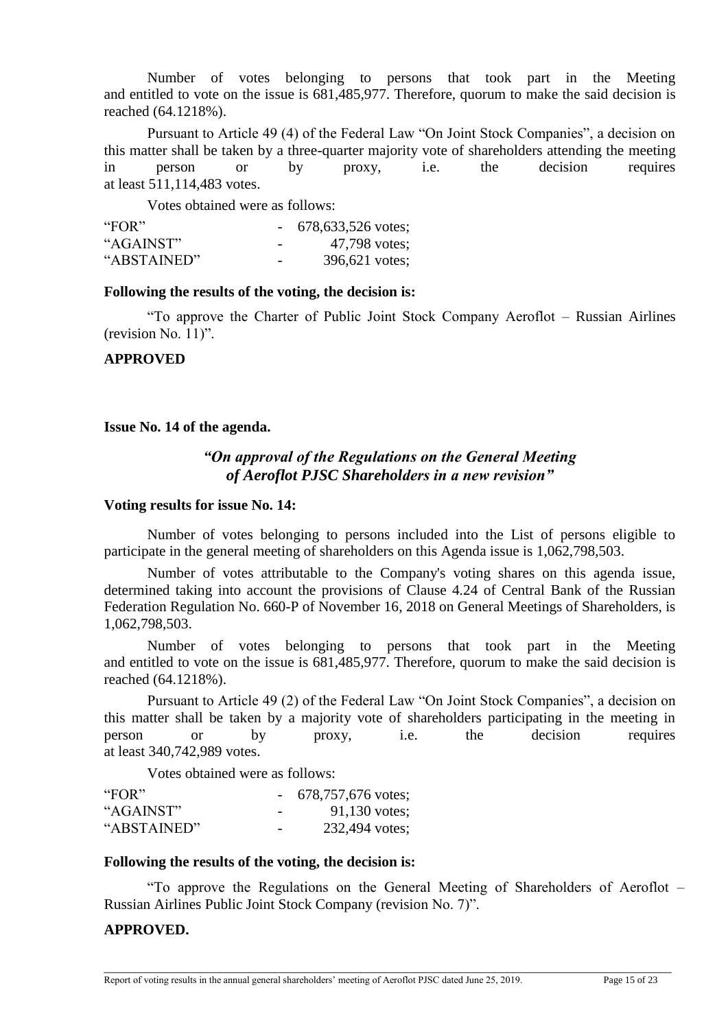Number of votes belonging to persons that took part in the Meeting and entitled to vote on the issue is 681,485,977. Therefore, quorum to make the said decision is reached (64.1218%).

Pursuant to Article 49 (4) of the Federal Law "On Joint Stock Companies", a decision on this matter shall be taken by a three-quarter majority vote of shareholders attending the meeting in person or by proxy, i.e. the decision requires at least 511,114,483 votes.

Votes obtained were as follows:

| | | |
|---|---|---|
| "FOR" | - | 678,633,526 votes; |
| "AGAINST" | - | 47,798 votes; |
| "ABSTAINED" | - | 396,621 votes; |

**Following the results of the voting, the decision is:**

"To approve the Charter of Public Joint Stock Company Aeroflot – Russian Airlines (revision No. 11)".

**APPROVED**

**Issue No. 14 of the agenda.**

***"On approval of the Regulations on the General Meeting of Aeroflot PJSC Shareholders in a new revision"***

**Voting results for issue No. 14:**

Number of votes belonging to persons included into the List of persons eligible to participate in the general meeting of shareholders on this Agenda issue is 1,062,798,503.

Number of votes attributable to the Company's voting shares on this agenda issue, determined taking into account the provisions of Clause 4.24 of Central Bank of the Russian Federation Regulation No. 660-P of November 16, 2018 on General Meetings of Shareholders, is 1,062,798,503.

Number of votes belonging to persons that took part in the Meeting and entitled to vote on the issue is 681,485,977. Therefore, quorum to make the said decision is reached (64.1218%).

Pursuant to Article 49 (2) of the Federal Law "On Joint Stock Companies", a decision on this matter shall be taken by a majority vote of shareholders participating in the meeting in person or by proxy, i.e. the decision requires at least 340,742,989 votes.

Votes obtained were as follows:

| | | |
|---|---|---|
| "FOR" | - | 678,757,676 votes; |
| "AGAINST" | - | 91,130 votes; |
| "ABSTAINED" | - | 232,494 votes; |

**Following the results of the voting, the decision is:**

"To approve the Regulations on the General Meeting of Shareholders of Aeroflot – Russian Airlines Public Joint Stock Company (revision No. 7)".

**APPROVED.**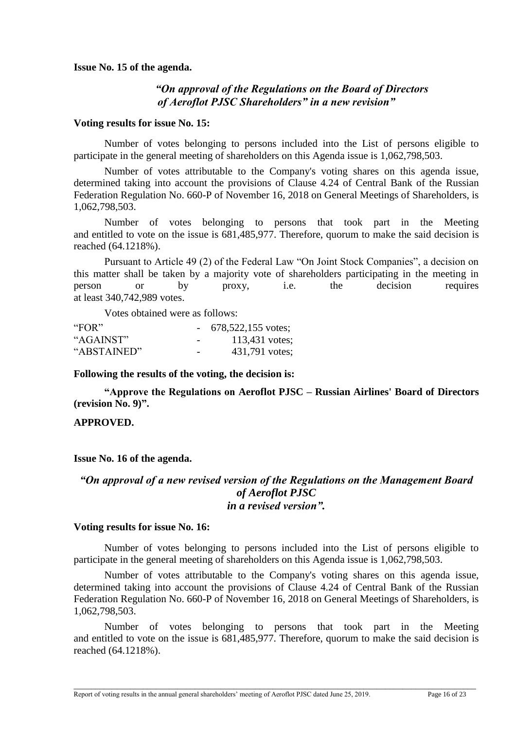**Issue No. 15 of the agenda.**

***"On approval of the Regulations on the Board of Directors of Aeroflot PJSC Shareholders" in a new revision"***

**Voting results for issue No. 15:**

Number of votes belonging to persons included into the List of persons eligible to participate in the general meeting of shareholders on this Agenda issue is 1,062,798,503.

Number of votes attributable to the Company's voting shares on this agenda issue, determined taking into account the provisions of Clause 4.24 of Central Bank of the Russian Federation Regulation No. 660-P of November 16, 2018 on General Meetings of Shareholders, is 1,062,798,503.

Number of votes belonging to persons that took part in the Meeting and entitled to vote on the issue is 681,485,977. Therefore, quorum to make the said decision is reached (64.1218%).

Pursuant to Article 49 (2) of the Federal Law "On Joint Stock Companies", a decision on this matter shall be taken by a majority vote of shareholders participating in the meeting in person or by proxy, i.e. the decision requires at least 340,742,989 votes.

Votes obtained were as follows:

| | | |
|---|---|---|
| "FOR" | - | 678,522,155 votes; |
| "AGAINST" | - | 113,431 votes; |
| "ABSTAINED" | - | 431,791 votes; |

**Following the results of the voting, the decision is:**

**"Approve the Regulations on Aeroflot PJSC – Russian Airlines' Board of Directors (revision No. 9)".**

**APPROVED.**

**Issue No. 16 of the agenda.**

***"On approval of a new revised version of the Regulations on the Management Board of Aeroflot PJSC in a revised version".***

**Voting results for issue No. 16:**

Number of votes belonging to persons included into the List of persons eligible to participate in the general meeting of shareholders on this Agenda issue is 1,062,798,503.

Number of votes attributable to the Company's voting shares on this agenda issue, determined taking into account the provisions of Clause 4.24 of Central Bank of the Russian Federation Regulation No. 660-P of November 16, 2018 on General Meetings of Shareholders, is 1,062,798,503.

Number of votes belonging to persons that took part in the Meeting and entitled to vote on the issue is 681,485,977. Therefore, quorum to make the said decision is reached (64.1218%).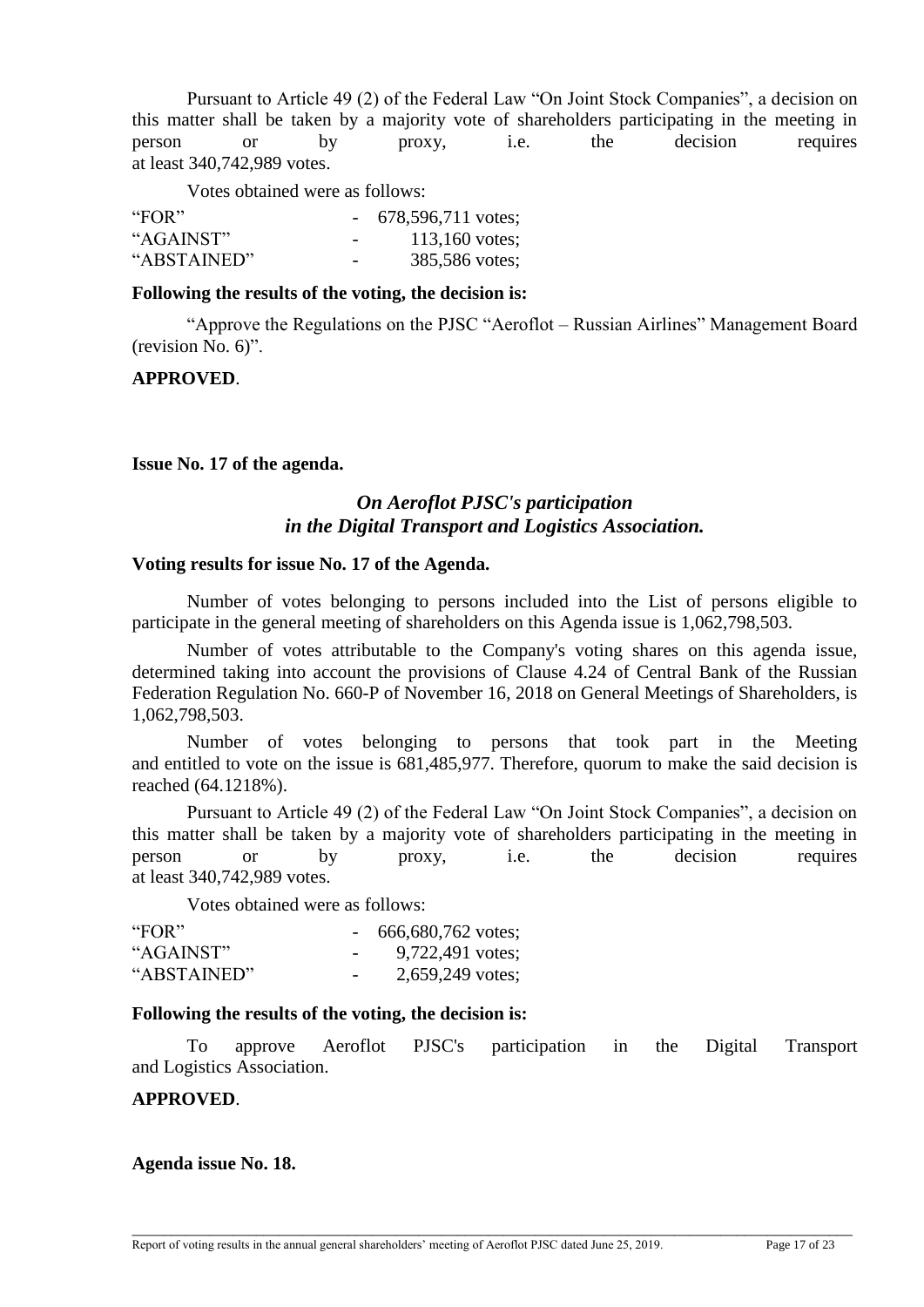Pursuant to Article 49 (2) of the Federal Law "On Joint Stock Companies", a decision on this matter shall be taken by a majority vote of shareholders participating in the meeting in person or by proxy, i.e. the decision requires at least 340,742,989 votes.

Votes obtained were as follows:

| | | |
|---|---|---|
| "FOR" | - | 678,596,711 votes; |
| "AGAINST" | - | 113,160 votes; |
| "ABSTAINED" | - | 385,586 votes; |

**Following the results of the voting, the decision is:**

"Approve the Regulations on the PJSC "Aeroflot – Russian Airlines" Management Board (revision No. 6)".

**APPROVED**.

**Issue No. 17 of the agenda.**

***On Aeroflot PJSC's participation in the Digital Transport and Logistics Association.***

**Voting results for issue No. 17 of the Agenda.**

Number of votes belonging to persons included into the List of persons eligible to participate in the general meeting of shareholders on this Agenda issue is 1,062,798,503.

Number of votes attributable to the Company's voting shares on this agenda issue, determined taking into account the provisions of Clause 4.24 of Central Bank of the Russian Federation Regulation No. 660-P of November 16, 2018 on General Meetings of Shareholders, is 1,062,798,503.

Number of votes belonging to persons that took part in the Meeting and entitled to vote on the issue is 681,485,977. Therefore, quorum to make the said decision is reached (64.1218%).

Pursuant to Article 49 (2) of the Federal Law "On Joint Stock Companies", a decision on this matter shall be taken by a majority vote of shareholders participating in the meeting in person or by proxy, i.e. the decision requires at least 340,742,989 votes.

Votes obtained were as follows:

| | | |
|---|---|---|
| "FOR" | - | 666,680,762 votes; |
| "AGAINST" | - | 9,722,491 votes; |
| "ABSTAINED" | - | 2,659,249 votes; |

**Following the results of the voting, the decision is:**

To approve Aeroflot PJSC's participation in the Digital Transport and Logistics Association.

**APPROVED**.

**Agenda issue No. 18.**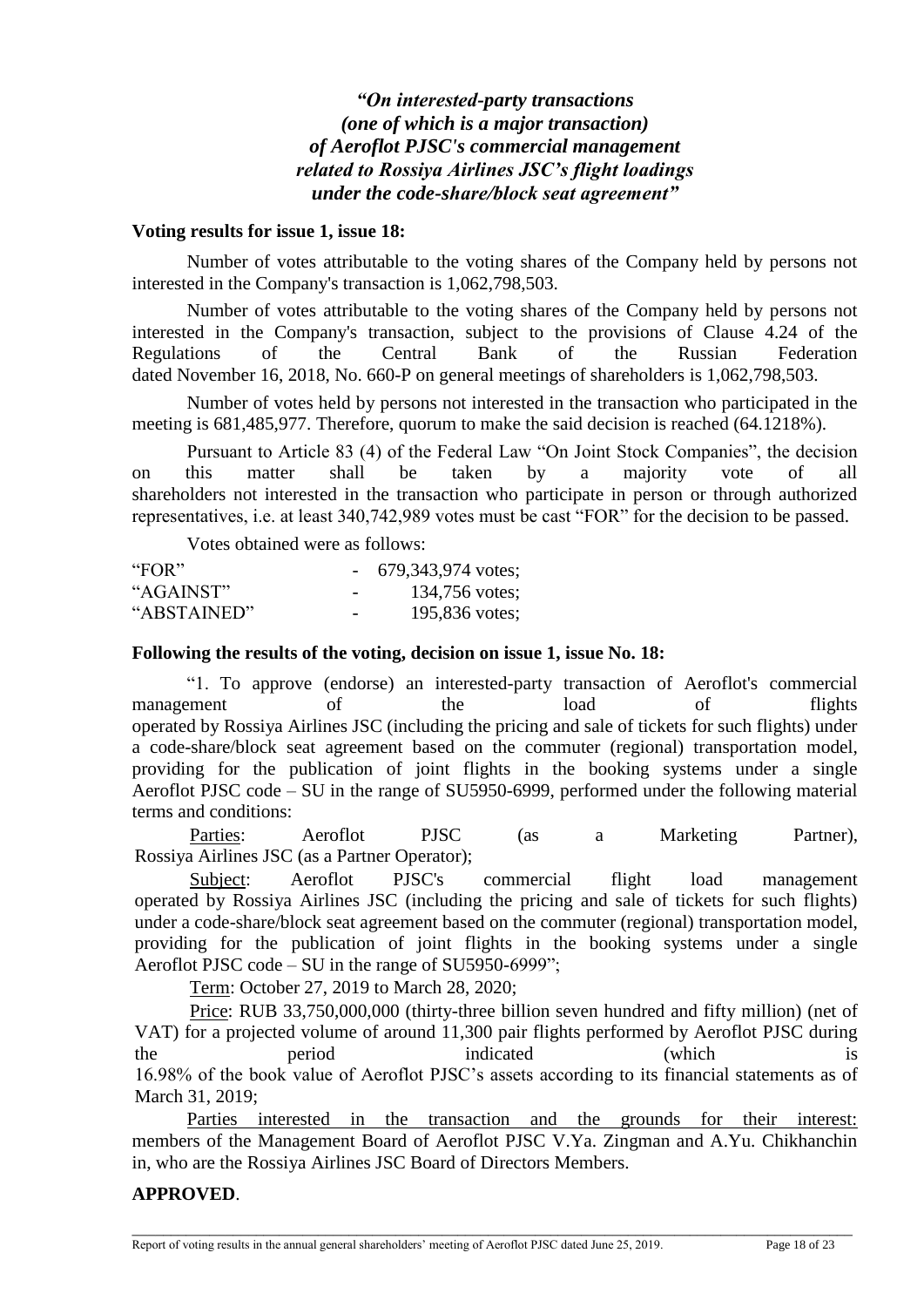***"On interested-party transactions (one of which is a major transaction) of Aeroflot PJSC's commercial management related to Rossiya Airlines JSC's flight loadings under the code-share/block seat agreement"***

**Voting results for issue 1, issue 18:**

Number of votes attributable to the voting shares of the Company held by persons not interested in the Company's transaction is 1,062,798,503.

Number of votes attributable to the voting shares of the Company held by persons not interested in the Company's transaction, subject to the provisions of Clause 4.24 of the Regulations of the Central Bank of the Russian Federation dated November 16, 2018, No. 660-P on general meetings of shareholders is 1,062,798,503.

Number of votes held by persons not interested in the transaction who participated in the meeting is 681,485,977. Therefore, quorum to make the said decision is reached (64.1218%).

Pursuant to Article 83 (4) of the Federal Law "On Joint Stock Companies", the decision on this matter shall be taken by a majority vote of all shareholders not interested in the transaction who participate in person or through authorized representatives, i.e. at least 340,742,989 votes must be cast "FOR" for the decision to be passed.

Votes obtained were as follows:

| | | |
|---|---|---|
| "FOR" | - | 679,343,974 votes; |
| "AGAINST" | - | 134,756 votes; |
| "ABSTAINED" | - | 195,836 votes; |

**Following the results of the voting, decision on issue 1, issue No. 18:**

"1. To approve (endorse) an interested-party transaction of Aeroflot's commercial management of the load of flights operated by Rossiya Airlines JSC (including the pricing and sale of tickets for such flights) under a code-share/block seat agreement based on the commuter (regional) transportation model, providing for the publication of joint flights in the booking systems under a single Aeroflot PJSC code – SU in the range of SU5950-6999, performed under the following material terms and conditions:

Parties: Aeroflot PJSC (as a Marketing Partner), Rossiya Airlines JSC (as a Partner Operator);

Subject: Aeroflot PJSC's commercial flight load management operated by Rossiya Airlines JSC (including the pricing and sale of tickets for such flights) under a code-share/block seat agreement based on the commuter (regional) transportation model, providing for the publication of joint flights in the booking systems under a single Aeroflot PJSC code – SU in the range of SU5950-6999";

Term: October 27, 2019 to March 28, 2020;

Price: RUB 33,750,000,000 (thirty-three billion seven hundred and fifty million) (net of VAT) for a projected volume of around 11,300 pair flights performed by Aeroflot PJSC during the period indicated (which is 16.98% of the book value of Aeroflot PJSC's assets according to its financial statements as of March 31, 2019;

Parties interested in the transaction and the grounds for their interest: members of the Management Board of Aeroflot PJSC V.Ya. Zingman and A.Yu. Chikhanchin in, who are the Rossiya Airlines JSC Board of Directors Members.

**APPROVED**.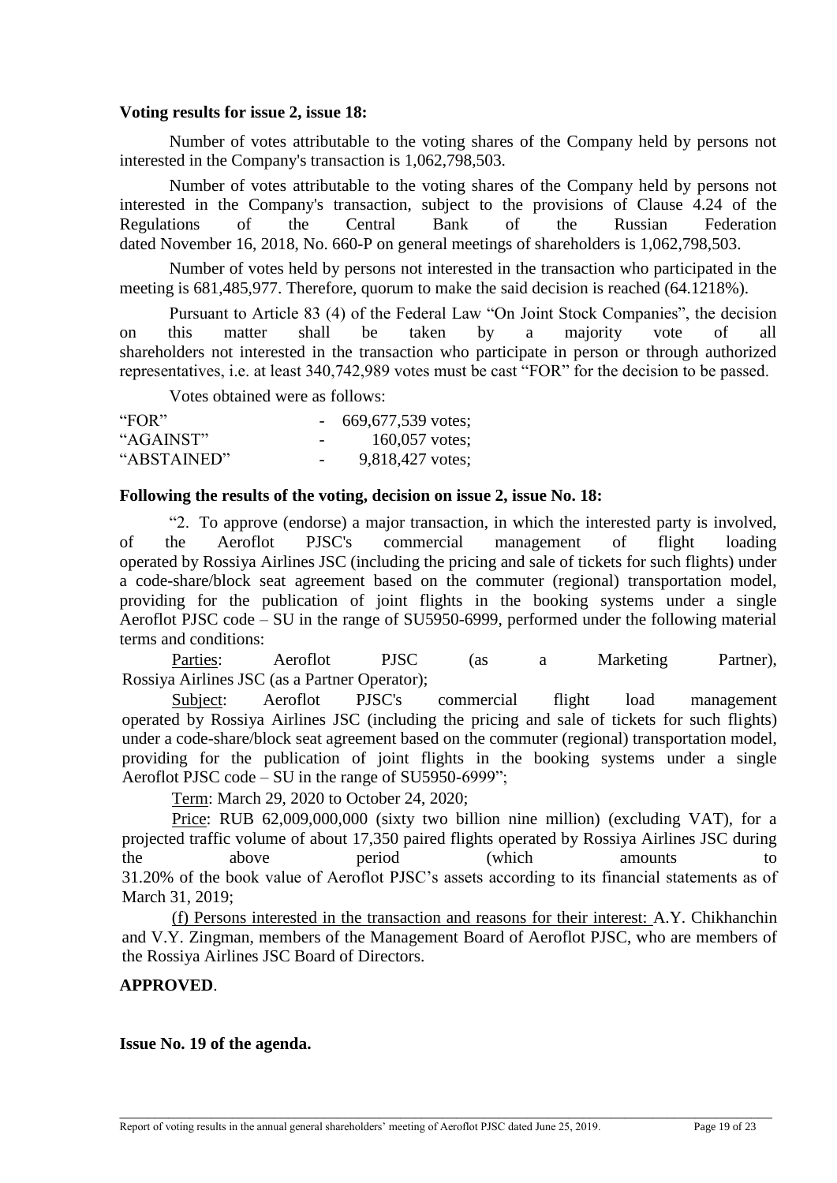**Voting results for issue 2, issue 18:**

Number of votes attributable to the voting shares of the Company held by persons not interested in the Company's transaction is 1,062,798,503.

Number of votes attributable to the voting shares of the Company held by persons not interested in the Company's transaction, subject to the provisions of Clause 4.24 of the Regulations of the Central Bank of the Russian Federation dated November 16, 2018, No. 660-P on general meetings of shareholders is 1,062,798,503.

Number of votes held by persons not interested in the transaction who participated in the meeting is 681,485,977. Therefore, quorum to make the said decision is reached (64.1218%).

Pursuant to Article 83 (4) of the Federal Law "On Joint Stock Companies", the decision on this matter shall be taken by a majority vote of all shareholders not interested in the transaction who participate in person or through authorized representatives, i.e. at least 340,742,989 votes must be cast "FOR" for the decision to be passed.

Votes obtained were as follows:

| | | |
|---|---|---|
| "FOR" | - | 669,677,539 votes; |
| "AGAINST" | - | 160,057 votes; |
| "ABSTAINED" | - | 9,818,427 votes; |

**Following the results of the voting, decision on issue 2, issue No. 18:**

"2. To approve (endorse) a major transaction, in which the interested party is involved, of the Aeroflot PJSC's commercial management of flight loading operated by Rossiya Airlines JSC (including the pricing and sale of tickets for such flights) under a code-share/block seat agreement based on the commuter (regional) transportation model, providing for the publication of joint flights in the booking systems under a single Aeroflot PJSC code – SU in the range of SU5950-6999, performed under the following material terms and conditions:

Parties: Aeroflot PJSC (as a Marketing Partner), Rossiya Airlines JSC (as a Partner Operator);

Subject: Aeroflot PJSC's commercial flight load management operated by Rossiya Airlines JSC (including the pricing and sale of tickets for such flights) under a code-share/block seat agreement based on the commuter (regional) transportation model, providing for the publication of joint flights in the booking systems under a single Aeroflot PJSC code – SU in the range of SU5950-6999";

Term: March 29, 2020 to October 24, 2020;

Price: RUB 62,009,000,000 (sixty two billion nine million) (excluding VAT), for a projected traffic volume of about 17,350 paired flights operated by Rossiya Airlines JSC during the above period (which amounts to 31.20% of the book value of Aeroflot PJSC's assets according to its financial statements as of March 31, 2019;

(f) Persons interested in the transaction and reasons for their interest: A.Y. Chikhanchin and V.Y. Zingman, members of the Management Board of Aeroflot PJSC, who are members of the Rossiya Airlines JSC Board of Directors.

**APPROVED**.

**Issue No. 19 of the agenda.**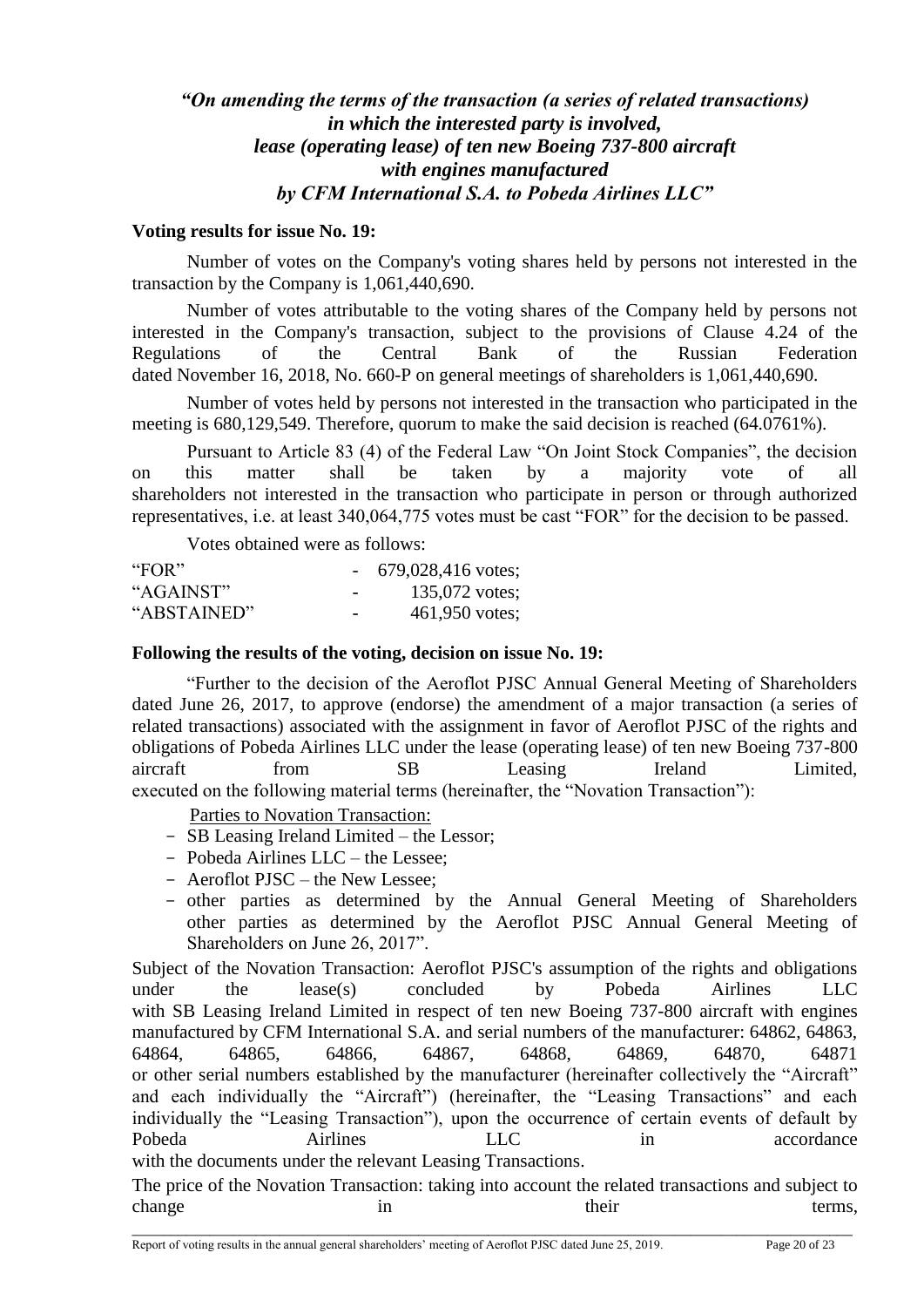***"On amending the terms of the transaction (a series of related transactions) in which the interested party is involved, lease (operating lease) of ten new Boeing 737-800 aircraft with engines manufactured by CFM International S.A. to Pobeda Airlines LLC"***

**Voting results for issue No. 19:**

Number of votes on the Company's voting shares held by persons not interested in the transaction by the Company is 1,061,440,690.

Number of votes attributable to the voting shares of the Company held by persons not interested in the Company's transaction, subject to the provisions of Clause 4.24 of the Regulations of the Central Bank of the Russian Federation dated November 16, 2018, No. 660-P on general meetings of shareholders is 1,061,440,690.

Number of votes held by persons not interested in the transaction who participated in the meeting is 680,129,549. Therefore, quorum to make the said decision is reached (64.0761%).

Pursuant to Article 83 (4) of the Federal Law "On Joint Stock Companies", the decision on this matter shall be taken by a majority vote of all shareholders not interested in the transaction who participate in person or through authorized representatives, i.e. at least 340,064,775 votes must be cast "FOR" for the decision to be passed.

Votes obtained were as follows:

| | | |
|---|---|---|
| "FOR" | - | 679,028,416 votes; |
| "AGAINST" | - | 135,072 votes; |
| "ABSTAINED" | - | 461,950 votes; |

**Following the results of the voting, decision on issue No. 19:**

"Further to the decision of the Aeroflot PJSC Annual General Meeting of Shareholders dated June 26, 2017, to approve (endorse) the amendment of a major transaction (a series of related transactions) associated with the assignment in favor of Aeroflot PJSC of the rights and obligations of Pobeda Airlines LLC under the lease (operating lease) of ten new Boeing 737-800 aircraft from SB Leasing Ireland Limited, executed on the following material terms (hereinafter, the "Novation Transaction"):

Parties to Novation Transaction:

- SB Leasing Ireland Limited – the Lessor;
- Pobeda Airlines LLC – the Lessee;
- Aeroflot PJSC – the New Lessee;
- other parties as determined by the Annual General Meeting of Shareholders other parties as determined by the Aeroflot PJSC Annual General Meeting of Shareholders on June 26, 2017".

Subject of the Novation Transaction: Aeroflot PJSC's assumption of the rights and obligations under the lease(s) concluded by Pobeda Airlines LLC with SB Leasing Ireland Limited in respect of ten new Boeing 737-800 aircraft with engines manufactured by CFM International S.A. and serial numbers of the manufacturer: 64862, 64863, 64864, 64865, 64866, 64867, 64868, 64869, 64870, 64871 or other serial numbers established by the manufacturer (hereinafter collectively the "Aircraft" and each individually the "Aircraft") (hereinafter, the "Leasing Transactions" and each individually the "Leasing Transaction"), upon the occurrence of certain events of default by Pobeda Airlines LLC in accordance with the documents under the relevant Leasing Transactions.

The price of the Novation Transaction: taking into account the related transactions and subject to change in their terms,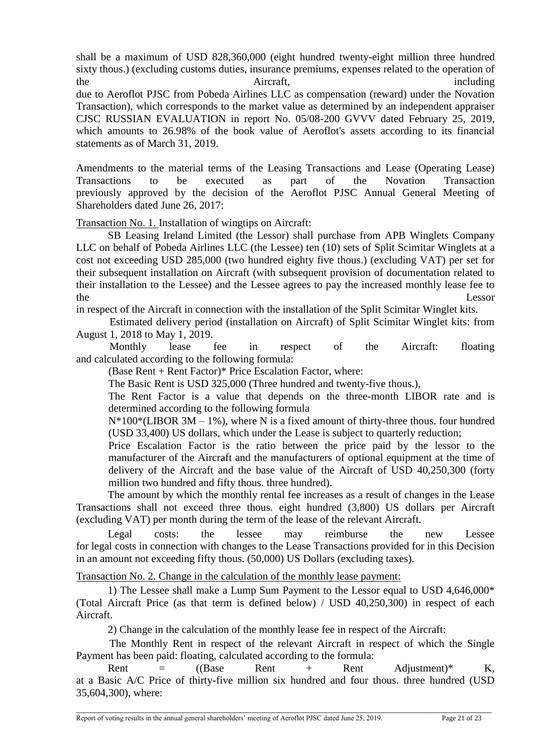shall be a maximum of USD 828,360,000 (eight hundred twenty-eight million three hundred sixty thous.) (excluding customs duties, insurance premiums, expenses related to the operation of the Aircraft, including due to Aeroflot PJSC from Pobeda Airlines LLC as compensation (reward) under the Novation Transaction), which corresponds to the market value as determined by an independent appraiser CJSC RUSSIAN EVALUATION in report No. 05/08-200 GVVV dated February 25, 2019, which amounts to 26.98% of the book value of Aeroflot's assets according to its financial statements as of March 31, 2019.

Amendments to the material terms of the Leasing Transactions and Lease (Operating Lease) Transactions to be executed as part of the Novation Transaction previously approved by the decision of the Aeroflot PJSC Annual General Meeting of Shareholders dated June 26, 2017:

Transaction No. 1. Installation of wingtips on Aircraft:

SB Leasing Ireland Limited (the Lessor) shall purchase from APB Winglets Company LLC on behalf of Pobeda Airlines LLC (the Lessee) ten (10) sets of Split Scimitar Winglets at a cost not exceeding USD 285,000 (two hundred eighty five thous.) (excluding VAT) per set for their subsequent installation on Aircraft (with subsequent provision of documentation related to their installation to the Lessee) and the Lessee agrees to pay the increased monthly lease fee to the Lessor in respect of the Aircraft in connection with the installation of the Split Scimitar Winglet kits.

Estimated delivery period (installation on Aircraft) of Split Scimitar Winglet kits: from August 1, 2018 to May 1, 2019.

Monthly lease fee in respect of the Aircraft: floating and calculated according to the following formula:

(Base Rent + Rent Factor)* Price Escalation Factor, where:

The Basic Rent is USD 325,000 (Three hundred and twenty-five thous.),

The Rent Factor is a value that depends on the three-month LIBOR rate and is determined according to the following formula

N*100*(LIBOR 3M – 1%), where N is a fixed amount of thirty-three thous. four hundred (USD 33,400) US dollars, which under the Lease is subject to quarterly reduction;

Price Escalation Factor is the ratio between the price paid by the lessor to the manufacturer of the Aircraft and the manufacturers of optional equipment at the time of delivery of the Aircraft and the base value of the Aircraft of USD 40,250,300 (forty million two hundred and fifty thous. three hundred).

The amount by which the monthly rental fee increases as a result of changes in the Lease Transactions shall not exceed three thous. eight hundred (3,800) US dollars per Aircraft (excluding VAT) per month during the term of the lease of the relevant Aircraft.

Legal costs: the lessee may reimburse the new Lessee for legal costs in connection with changes to the Lease Transactions provided for in this Decision in an amount not exceeding fifty thous. (50,000) US Dollars (excluding taxes).

Transaction No. 2. Change in the calculation of the monthly lease payment:

1) The Lessee shall make a Lump Sum Payment to the Lessor equal to USD 4,646,000* (Total Aircraft Price (as that term is defined below) / USD 40,250,300) in respect of each Aircraft.

2) Change in the calculation of the monthly lease fee in respect of the Aircraft:

The Monthly Rent in respect of the relevant Aircraft in respect of which the Single Payment has been paid: floating, calculated according to the formula:

Rent = ((Base Rent + Rent Adjustment)* K, at a Basic A/C Price of thirty-five million six hundred and four thous. three hundred (USD 35,604,300), where: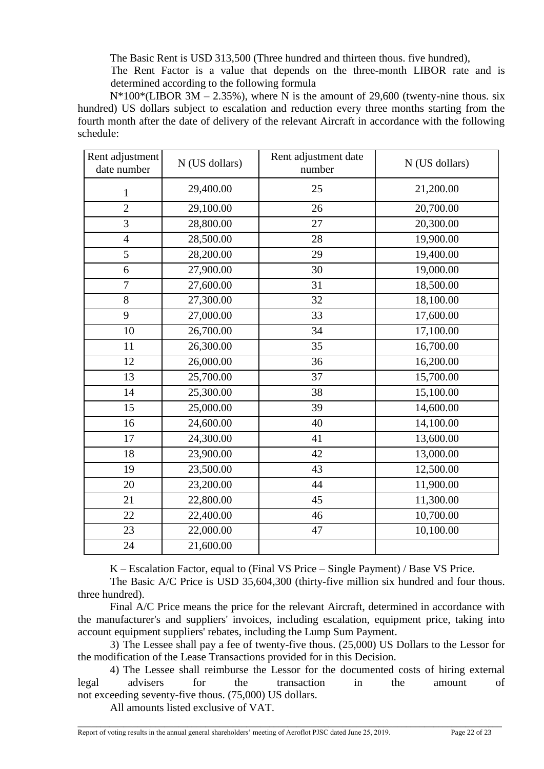The Basic Rent is USD 313,500 (Three hundred and thirteen thous. five hundred),

The Rent Factor is a value that depends on the three-month LIBOR rate and is determined according to the following formula

N*100*(LIBOR 3M – 2.35%), where N is the amount of 29,600 (twenty-nine thous. six hundred) US dollars subject to escalation and reduction every three months starting from the fourth month after the date of delivery of the relevant Aircraft in accordance with the following schedule:

| Rent adjustment date number | N (US dollars) | Rent adjustment date number | N (US dollars) |
|---|---|---|---|
| 1 | 29,400.00 | 25 | 21,200.00 |
| 2 | 29,100.00 | 26 | 20,700.00 |
| 3 | 28,800.00 | 27 | 20,300.00 |
| 4 | 28,500.00 | 28 | 19,900.00 |
| 5 | 28,200.00 | 29 | 19,400.00 |
| 6 | 27,900.00 | 30 | 19,000.00 |
| 7 | 27,600.00 | 31 | 18,500.00 |
| 8 | 27,300.00 | 32 | 18,100.00 |
| 9 | 27,000.00 | 33 | 17,600.00 |
| 10 | 26,700.00 | 34 | 17,100.00 |
| 11 | 26,300.00 | 35 | 16,700.00 |
| 12 | 26,000.00 | 36 | 16,200.00 |
| 13 | 25,700.00 | 37 | 15,700.00 |
| 14 | 25,300.00 | 38 | 15,100.00 |
| 15 | 25,000.00 | 39 | 14,600.00 |
| 16 | 24,600.00 | 40 | 14,100.00 |
| 17 | 24,300.00 | 41 | 13,600.00 |
| 18 | 23,900.00 | 42 | 13,000.00 |
| 19 | 23,500.00 | 43 | 12,500.00 |
| 20 | 23,200.00 | 44 | 11,900.00 |
| 21 | 22,800.00 | 45 | 11,300.00 |
| 22 | 22,400.00 | 46 | 10,700.00 |
| 23 | 22,000.00 | 47 | 10,100.00 |
| 24 | 21,600.00 | | |

K – Escalation Factor, equal to (Final VS Price – Single Payment) / Base VS Price.

The Basic A/C Price is USD 35,604,300 (thirty-five million six hundred and four thous. three hundred).

Final A/C Price means the price for the relevant Aircraft, determined in accordance with the manufacturer's and suppliers' invoices, including escalation, equipment price, taking into account equipment suppliers' rebates, including the Lump Sum Payment.

3) The Lessee shall pay a fee of twenty-five thous. (25,000) US Dollars to the Lessor for the modification of the Lease Transactions provided for in this Decision.

4) The Lessee shall reimburse the Lessor for the documented costs of hiring external legal advisers for the transaction in the amount of not exceeding seventy-five thous. (75,000) US dollars.

All amounts listed exclusive of VAT.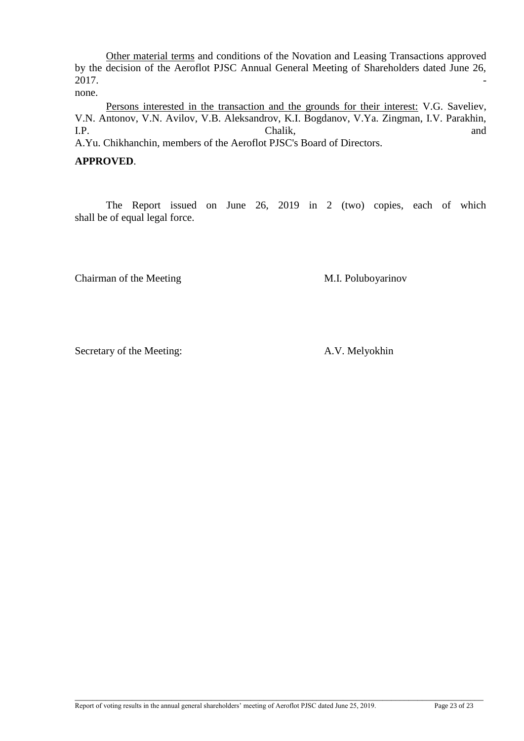Other material terms and conditions of the Novation and Leasing Transactions approved by the decision of the Aeroflot PJSC Annual General Meeting of Shareholders dated June 26, 2017. - none.

Persons interested in the transaction and the grounds for their interest: V.G. Saveliev, V.N. Antonov, V.N. Avilov, V.B. Aleksandrov, K.I. Bogdanov, V.Ya. Zingman, I.V. Parakhin, I.P. Chalik, and A.Yu. Chikhanchin, members of the Aeroflot PJSC's Board of Directors.

**APPROVED**.

The Report issued on June 26, 2019 in 2 (two) copies, each of which shall be of equal legal force.

Chairman of the Meeting M.I. Poluboyarinov

Secretary of the Meeting: A.V. Melyokhin